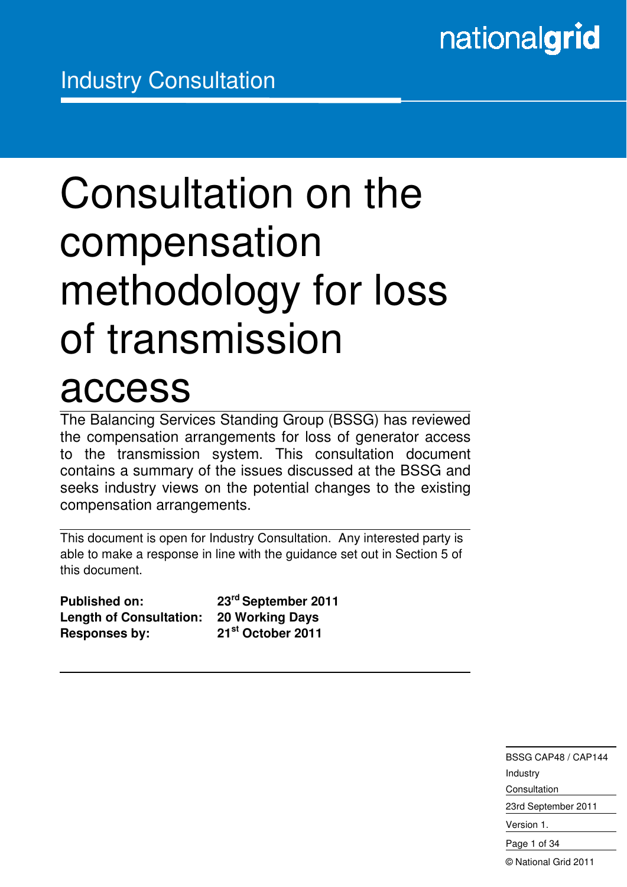Industry Consultation

# Consultation on the compensation methodology for loss of transmission access

The Balancing Services Standing Group (BSSG) has reviewed the compensation arrangements for loss of generator access to the transmission system. This consultation document contains a summary of the issues discussed at the BSSG and seeks industry views on the potential changes to the existing compensation arrangements.

This document is open for Industry Consultation. Any interested party is able to make a response in line with the guidance set out in Section 5 of this document.

**Published on:** 23rd September 2011
**Length of Consultation:** 20 Working Days
**Responses by:** 21st October 2011

BSSG CAP48 / CAP144 Industry Consultation

23rd September 2011

Version 1.

© National Grid 2011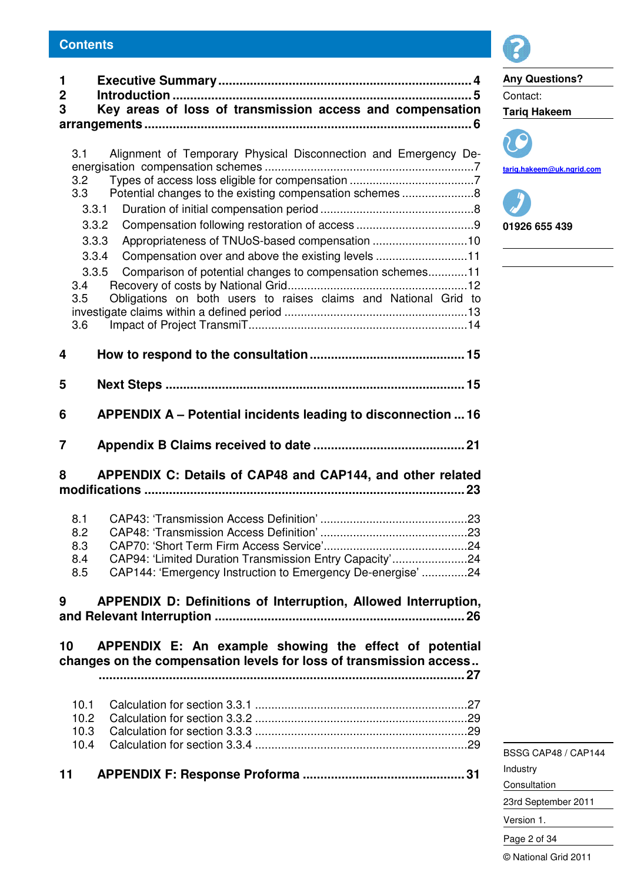# Contents

1 **Executive Summary** ........................................................................ 4
2 **Introduction** ..................................................................................... 5
3 **Key areas of loss of transmission access and compensation arrangements** ........................................................................................... 6

3.1 Alignment of Temporary Physical Disconnection and Emergency De-energisation compensation schemes ................................................................7
3.2 Types of access loss eligible for compensation .......................................7
3.3 Potential changes to the existing compensation schemes .......................8
3.3.1 Duration of initial compensation period ...............................................8
3.3.2 Compensation following restoration of access ....................................9
3.3.3 Appropriateness of TNUoS-based compensation .............................10
3.3.4 Compensation over and above the existing levels ............................11
3.3.5 Comparison of potential changes to compensation schemes............11
3.4 Recovery of costs by National Grid.......................................................12
3.5 Obligations on both users to raises claims and National Grid to investigate claims within a defined period ........................................................13
3.6 Impact of Project TransmiT...................................................................14

4 **How to respond to the consultation** ............................................ 15

5 **Next Steps** ..................................................................................... 15

6 **APPENDIX A – Potential incidents leading to disconnection** ... 16

7 **Appendix B Claims received to date** ........................................... 21

8 **APPENDIX C: Details of CAP48 and CAP144, and other related modifications** ......................................................................................... 23

8.1 CAP43: 'Transmission Access Definition' .............................................23
8.2 CAP48: 'Transmission Access Definition' .............................................23
8.3 CAP70: 'Short Term Firm Access Service'............................................24
8.4 CAP94: 'Limited Duration Transmission Entry Capacity'.......................24
8.5 CAP144: 'Emergency Instruction to Emergency De-energise' ..............24

9 **APPENDIX D: Definitions of Interruption, Allowed Interruption, and Relevant Interruption** ...................................................................... 26

10 **APPENDIX E: An example showing the effect of potential changes on the compensation levels for loss of transmission access** .. ........................................................................................................ 27

10.1 Calculation for section 3.3.1 .................................................................27
10.2 Calculation for section 3.3.2 .................................................................29
10.3 Calculation for section 3.3.3 .................................................................29
10.4 Calculation for section 3.3.4 .................................................................29

11 **APPENDIX F: Response Proforma** .............................................. 31

**Any Questions?**

Contact:

**Tariq Hakeem**

tariq.hakeem@uk.ngrid.com

**01926 655 439**

BSSG CAP48 / CAP144 Industry Consultation

23rd September 2011

Version 1.

© National Grid 2011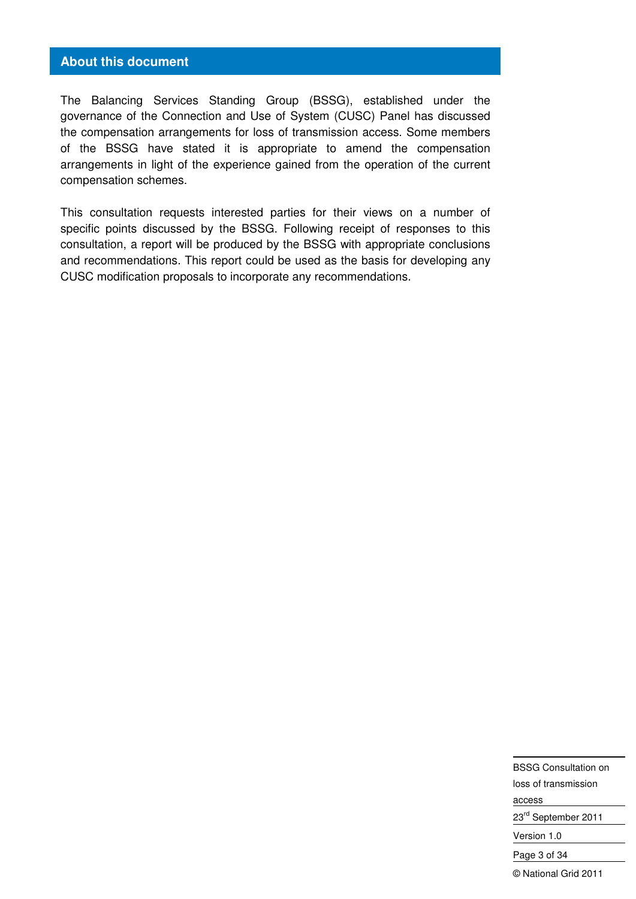## About this document

The Balancing Services Standing Group (BSSG), established under the governance of the Connection and Use of System (CUSC) Panel has discussed the compensation arrangements for loss of transmission access. Some members of the BSSG have stated it is appropriate to amend the compensation arrangements in light of the experience gained from the operation of the current compensation schemes.

This consultation requests interested parties for their views on a number of specific points discussed by the BSSG. Following receipt of responses to this consultation, a report will be produced by the BSSG with appropriate conclusions and recommendations. This report could be used as the basis for developing any CUSC modification proposals to incorporate any recommendations.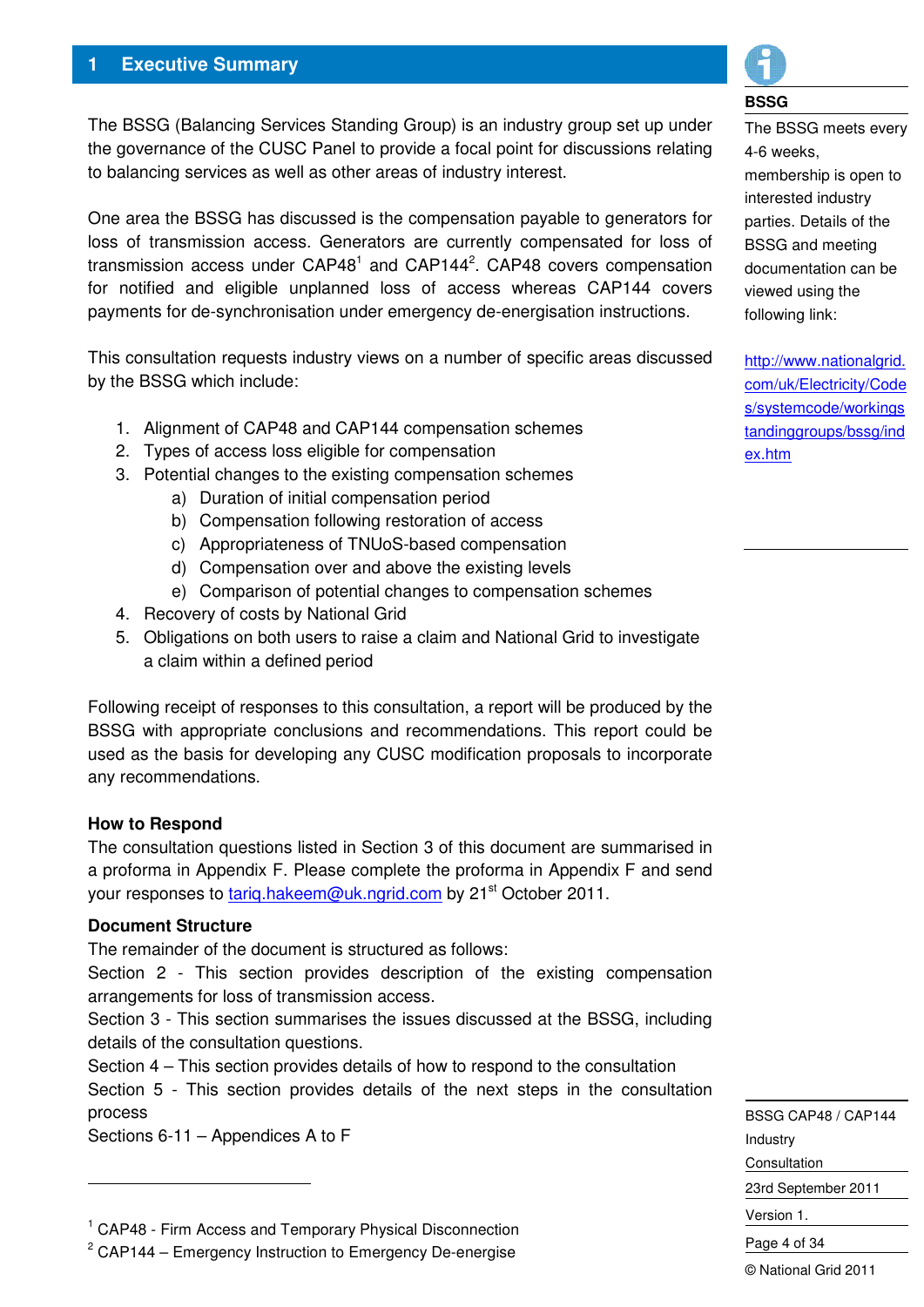# 1 Executive Summary

The BSSG (Balancing Services Standing Group) is an industry group set up under the governance of the CUSC Panel to provide a focal point for discussions relating to balancing services as well as other areas of industry interest.

One area the BSSG has discussed is the compensation payable to generators for loss of transmission access. Generators are currently compensated for loss of transmission access under CAP48[1] and CAP144[2]. CAP48 covers compensation for notified and eligible unplanned loss of access whereas CAP144 covers payments for de-synchronisation under emergency de-energisation instructions.

This consultation requests industry views on a number of specific areas discussed by the BSSG which include:

1. Alignment of CAP48 and CAP144 compensation schemes
2. Types of access loss eligible for compensation
3. Potential changes to the existing compensation schemes
   a) Duration of initial compensation period
   b) Compensation following restoration of access
   c) Appropriateness of TNUoS-based compensation
   d) Compensation over and above the existing levels
   e) Comparison of potential changes to compensation schemes
4. Recovery of costs by National Grid
5. Obligations on both users to raise a claim and National Grid to investigate a claim within a defined period

Following receipt of responses to this consultation, a report will be produced by the BSSG with appropriate conclusions and recommendations. This report could be used as the basis for developing any CUSC modification proposals to incorporate any recommendations.

**How to Respond**

The consultation questions listed in Section 3 of this document are summarised in a proforma in Appendix F. Please complete the proforma in Appendix F and send your responses to tariq.hakeem@uk.ngrid.com by 21st October 2011.

**Document Structure**

The remainder of the document is structured as follows:

Section 2 - This section provides description of the existing compensation arrangements for loss of transmission access.

Section 3 - This section summarises the issues discussed at the BSSG, including details of the consultation questions.

Section 4 – This section provides details of how to respond to the consultation

Section 5 - This section provides details of the next steps in the consultation process

Sections 6-11 – Appendices A to F

**BSSG**

The BSSG meets every 4-6 weeks, membership is open to interested industry parties. Details of the BSSG and meeting documentation can be viewed using the following link:

http://www.nationalgrid.com/uk/Electricity/Codes/systemcode/workingstandinggroups/bssg/index.htm

BSSG CAP48 / CAP144 Industry Consultation

23rd September 2011

Version 1.

© National Grid 2011

---

[1] CAP48 - Firm Access and Temporary Physical Disconnection

[2] CAP144 – Emergency Instruction to Emergency De-energise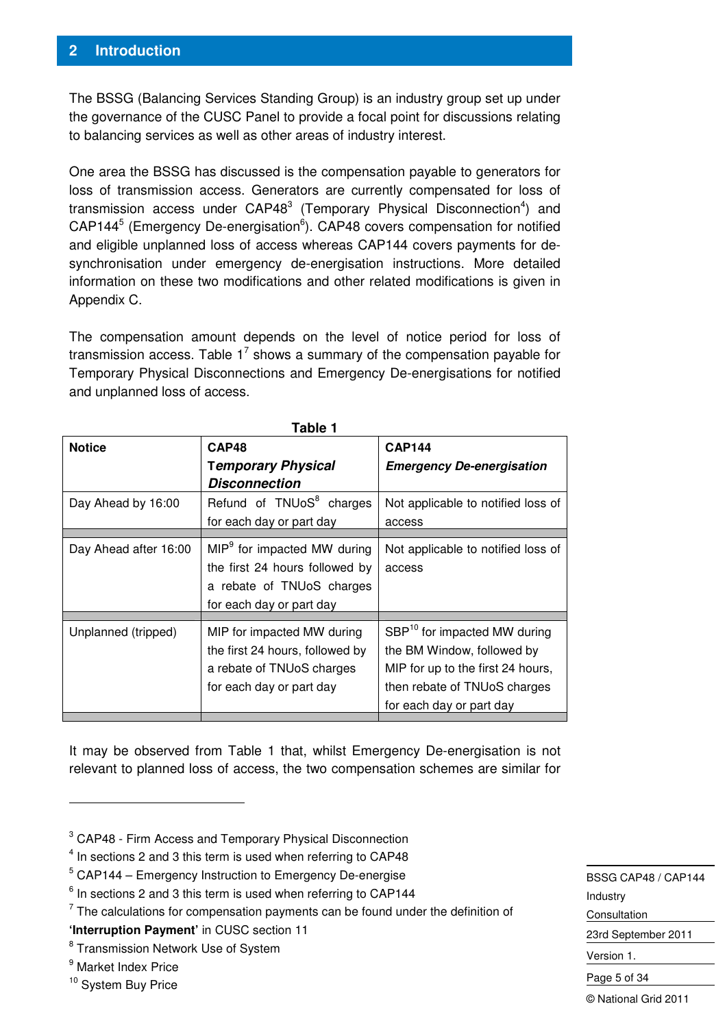## 2 Introduction

The BSSG (Balancing Services Standing Group) is an industry group set up under the governance of the CUSC Panel to provide a focal point for discussions relating to balancing services as well as other areas of industry interest.

One area the BSSG has discussed is the compensation payable to generators for loss of transmission access. Generators are currently compensated for loss of transmission access under CAP48[3] (Temporary Physical Disconnection[4]) and CAP144[5] (Emergency De-energisation[6]). CAP48 covers compensation for notified and eligible unplanned loss of access whereas CAP144 covers payments for de-synchronisation under emergency de-energisation instructions. More detailed information on these two modifications and other related modifications is given in Appendix C.

The compensation amount depends on the level of notice period for loss of transmission access. Table 1[7] shows a summary of the compensation payable for Temporary Physical Disconnections and Emergency De-energisations for notified and unplanned loss of access.

**Table 1**

| Notice | CAP48 ***Temporary Physical Disconnection*** | CAP144 ***Emergency De-energisation*** |
|---|---|---|
| Day Ahead by 16:00 | Refund of TNUoS[8] charges for each day or part day | Not applicable to notified loss of access |
| Day Ahead after 16:00 | MIP[9] for impacted MW during the first 24 hours followed by a rebate of TNUoS charges for each day or part day | Not applicable to notified loss of access |
| Unplanned (tripped) | MIP for impacted MW during the first 24 hours, followed by a rebate of TNUoS charges for each day or part day | SBP[10] for impacted MW during the BM Window, followed by MIP for up to the first 24 hours, then rebate of TNUoS charges for each day or part day |

It may be observed from Table 1 that, whilst Emergency De-energisation is not relevant to planned loss of access, the two compensation schemes are similar for

---

[3] CAP48 - Firm Access and Temporary Physical Disconnection
[4] In sections 2 and 3 this term is used when referring to CAP48
[5] CAP144 – Emergency Instruction to Emergency De-energise
[6] In sections 2 and 3 this term is used when referring to CAP144
[7] The calculations for compensation payments can be found under the definition of **'Interruption Payment'** in CUSC section 11
[8] Transmission Network Use of System
[9] Market Index Price
[10] System Buy Price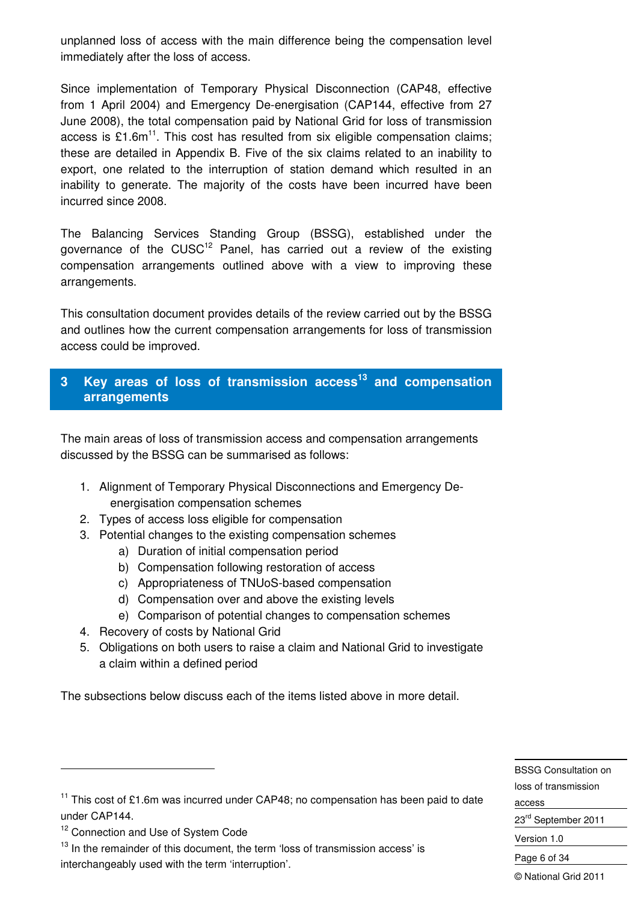unplanned loss of access with the main difference being the compensation level immediately after the loss of access.

Since implementation of Temporary Physical Disconnection (CAP48, effective from 1 April 2004) and Emergency De-energisation (CAP144, effective from 27 June 2008), the total compensation paid by National Grid for loss of transmission access is £1.6m[11]. This cost has resulted from six eligible compensation claims; these are detailed in Appendix B. Five of the six claims related to an inability to export, one related to the interruption of station demand which resulted in an inability to generate. The majority of the costs have been incurred have been incurred since 2008.

The Balancing Services Standing Group (BSSG), established under the governance of the CUSC[12] Panel, has carried out a review of the existing compensation arrangements outlined above with a view to improving these arrangements.

This consultation document provides details of the review carried out by the BSSG and outlines how the current compensation arrangements for loss of transmission access could be improved.

# 3 Key areas of loss of transmission access[13] and compensation arrangements

The main areas of loss of transmission access and compensation arrangements discussed by the BSSG can be summarised as follows:

1. Alignment of Temporary Physical Disconnections and Emergency De-energisation compensation schemes
2. Types of access loss eligible for compensation
3. Potential changes to the existing compensation schemes
   a) Duration of initial compensation period
   b) Compensation following restoration of access
   c) Appropriateness of TNUoS-based compensation
   d) Compensation over and above the existing levels
   e) Comparison of potential changes to compensation schemes
4. Recovery of costs by National Grid
5. Obligations on both users to raise a claim and National Grid to investigate a claim within a defined period

The subsections below discuss each of the items listed above in more detail.

---

[11] This cost of £1.6m was incurred under CAP48; no compensation has been paid to date under CAP144.

[12] Connection and Use of System Code

[13] In the remainder of this document, the term 'loss of transmission access' is interchangeably used with the term 'interruption'.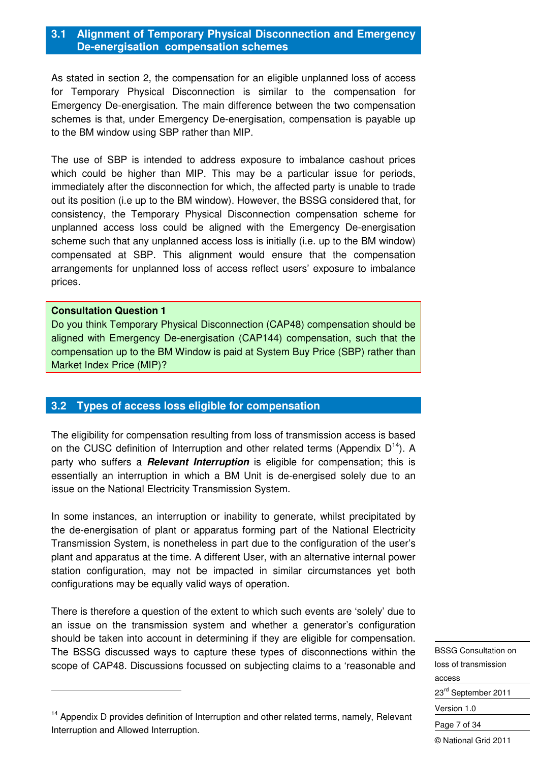## 3.1 Alignment of Temporary Physical Disconnection and Emergency De-energisation compensation schemes

As stated in section 2, the compensation for an eligible unplanned loss of access for Temporary Physical Disconnection is similar to the compensation for Emergency De-energisation. The main difference between the two compensation schemes is that, under Emergency De-energisation, compensation is payable up to the BM window using SBP rather than MIP.

The use of SBP is intended to address exposure to imbalance cashout prices which could be higher than MIP. This may be a particular issue for periods, immediately after the disconnection for which, the affected party is unable to trade out its position (i.e up to the BM window). However, the BSSG considered that, for consistency, the Temporary Physical Disconnection compensation scheme for unplanned access loss could be aligned with the Emergency De-energisation scheme such that any unplanned access loss is initially (i.e. up to the BM window) compensated at SBP. This alignment would ensure that the compensation arrangements for unplanned loss of access reflect users' exposure to imbalance prices.

**Consultation Question 1**
Do you think Temporary Physical Disconnection (CAP48) compensation should be aligned with Emergency De-energisation (CAP144) compensation, such that the compensation up to the BM Window is paid at System Buy Price (SBP) rather than Market Index Price (MIP)?

## 3.2 Types of access loss eligible for compensation

The eligibility for compensation resulting from loss of transmission access is based on the CUSC definition of Interruption and other related terms (Appendix D[14]). A party who suffers a ***Relevant Interruption*** is eligible for compensation; this is essentially an interruption in which a BM Unit is de-energised solely due to an issue on the National Electricity Transmission System.

In some instances, an interruption or inability to generate, whilst precipitated by the de-energisation of plant or apparatus forming part of the National Electricity Transmission System, is nonetheless in part due to the configuration of the user's plant and apparatus at the time. A different User, with an alternative internal power station configuration, may not be impacted in similar circumstances yet both configurations may be equally valid ways of operation.

There is therefore a question of the extent to which such events are 'solely' due to an issue on the transmission system and whether a generator's configuration should be taken into account in determining if they are eligible for compensation. The BSSG discussed ways to capture these types of disconnections within the scope of CAP48. Discussions focussed on subjecting claims to a 'reasonable and

[14] Appendix D provides definition of Interruption and other related terms, namely, Relevant Interruption and Allowed Interruption.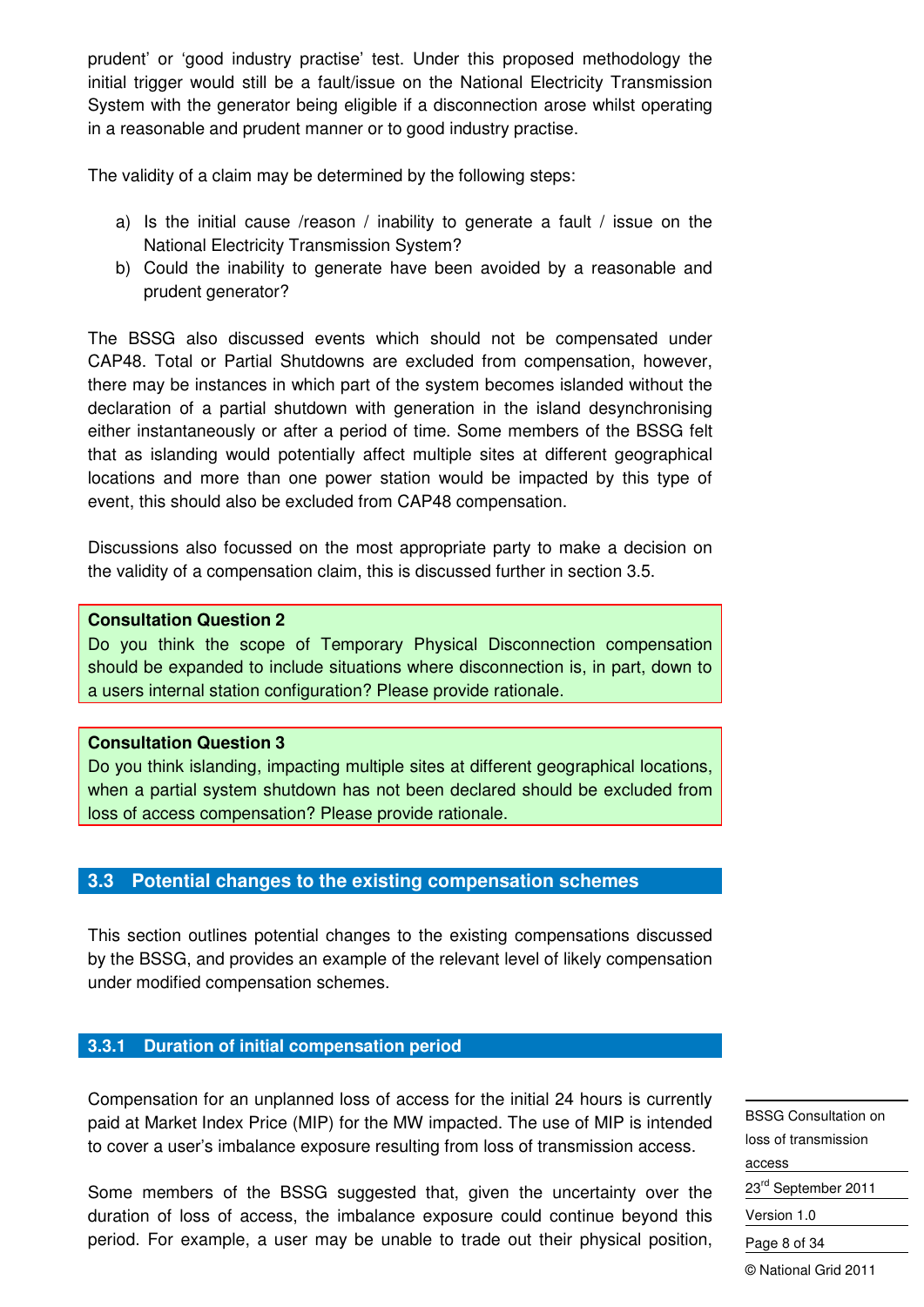prudent' or 'good industry practise' test. Under this proposed methodology the initial trigger would still be a fault/issue on the National Electricity Transmission System with the generator being eligible if a disconnection arose whilst operating in a reasonable and prudent manner or to good industry practise.

The validity of a claim may be determined by the following steps:

a) Is the initial cause /reason / inability to generate a fault / issue on the National Electricity Transmission System?
b) Could the inability to generate have been avoided by a reasonable and prudent generator?

The BSSG also discussed events which should not be compensated under CAP48. Total or Partial Shutdowns are excluded from compensation, however, there may be instances in which part of the system becomes islanded without the declaration of a partial shutdown with generation in the island desynchronising either instantaneously or after a period of time. Some members of the BSSG felt that as islanding would potentially affect multiple sites at different geographical locations and more than one power station would be impacted by this type of event, this should also be excluded from CAP48 compensation.

Discussions also focussed on the most appropriate party to make a decision on the validity of a compensation claim, this is discussed further in section 3.5.

**Consultation Question 2**
Do you think the scope of Temporary Physical Disconnection compensation should be expanded to include situations where disconnection is, in part, down to a users internal station configuration? Please provide rationale.

**Consultation Question 3**
Do you think islanding, impacting multiple sites at different geographical locations, when a partial system shutdown has not been declared should be excluded from loss of access compensation? Please provide rationale.

## 3.3 Potential changes to the existing compensation schemes

This section outlines potential changes to the existing compensations discussed by the BSSG, and provides an example of the relevant level of likely compensation under modified compensation schemes.

### 3.3.1 Duration of initial compensation period

Compensation for an unplanned loss of access for the initial 24 hours is currently paid at Market Index Price (MIP) for the MW impacted. The use of MIP is intended to cover a user's imbalance exposure resulting from loss of transmission access.

Some members of the BSSG suggested that, given the uncertainty over the duration of loss of access, the imbalance exposure could continue beyond this period. For example, a user may be unable to trade out their physical position,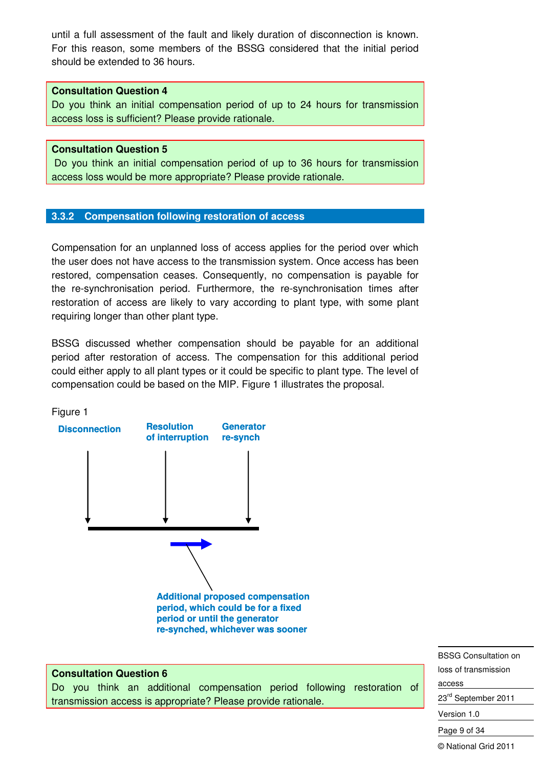until a full assessment of the fault and likely duration of disconnection is known. For this reason, some members of the BSSG considered that the initial period should be extended to 36 hours.

> **Consultation Question 4**
> Do you think an initial compensation period of up to 24 hours for transmission access loss is sufficient? Please provide rationale.

> **Consultation Question 5**
> Do you think an initial compensation period of up to 36 hours for transmission access loss would be more appropriate? Please provide rationale.

### 3.3.2 Compensation following restoration of access

Compensation for an unplanned loss of access applies for the period over which the user does not have access to the transmission system. Once access has been restored, compensation ceases. Consequently, no compensation is payable for the re-synchronisation period. Furthermore, the re-synchronisation times after restoration of access are likely to vary according to plant type, with some plant requiring longer than other plant type.

BSSG discussed whether compensation should be payable for an additional period after restoration of access. The compensation for this additional period could either apply to all plant types or it could be specific to plant type. The level of compensation could be based on the MIP. Figure 1 illustrates the proposal.

Figure 1

Disconnection | Resolution of interruption | Generator re-synch

Additional proposed compensation period, which could be for a fixed period or until the generator re-synched, whichever was sooner

> **Consultation Question 6**
> Do you think an additional compensation period following restoration of transmission access is appropriate? Please provide rationale.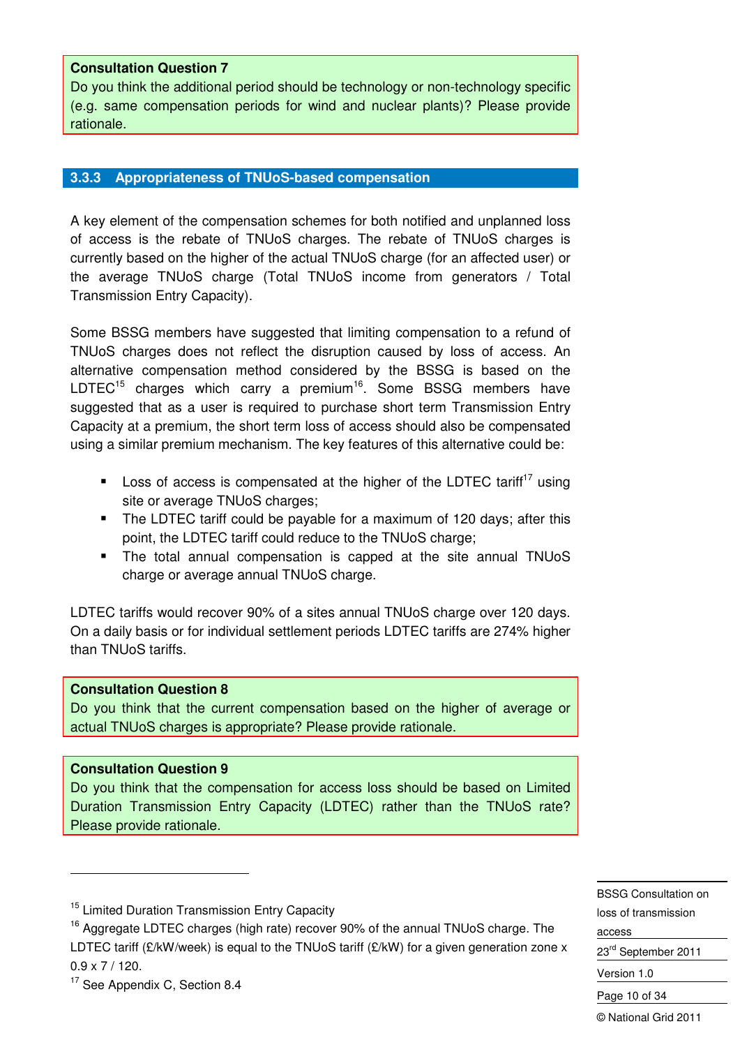**Consultation Question 7**
Do you think the additional period should be technology or non-technology specific (e.g. same compensation periods for wind and nuclear plants)? Please provide rationale.

### 3.3.3 Appropriateness of TNUoS-based compensation

A key element of the compensation schemes for both notified and unplanned loss of access is the rebate of TNUoS charges. The rebate of TNUoS charges is currently based on the higher of the actual TNUoS charge (for an affected user) or the average TNUoS charge (Total TNUoS income from generators / Total Transmission Entry Capacity).

Some BSSG members have suggested that limiting compensation to a refund of TNUoS charges does not reflect the disruption caused by loss of access. An alternative compensation method considered by the BSSG is based on the LDTEC[15] charges which carry a premium[16]. Some BSSG members have suggested that as a user is required to purchase short term Transmission Entry Capacity at a premium, the short term loss of access should also be compensated using a similar premium mechanism. The key features of this alternative could be:

- Loss of access is compensated at the higher of the LDTEC tariff[17] using site or average TNUoS charges;
- The LDTEC tariff could be payable for a maximum of 120 days; after this point, the LDTEC tariff could reduce to the TNUoS charge;
- The total annual compensation is capped at the site annual TNUoS charge or average annual TNUoS charge.

LDTEC tariffs would recover 90% of a sites annual TNUoS charge over 120 days. On a daily basis or for individual settlement periods LDTEC tariffs are 274% higher than TNUoS tariffs.

**Consultation Question 8**
Do you think that the current compensation based on the higher of average or actual TNUoS charges is appropriate? Please provide rationale.

**Consultation Question 9**
Do you think that the compensation for access loss should be based on Limited Duration Transmission Entry Capacity (LDTEC) rather than the TNUoS rate? Please provide rationale.

---

[15] Limited Duration Transmission Entry Capacity

[16] Aggregate LDTEC charges (high rate) recover 90% of the annual TNUoS charge. The LDTEC tariff (£/kW/week) is equal to the TNUoS tariff (£/kW) for a given generation zone x 0.9 x 7 / 120.

[17] See Appendix C, Section 8.4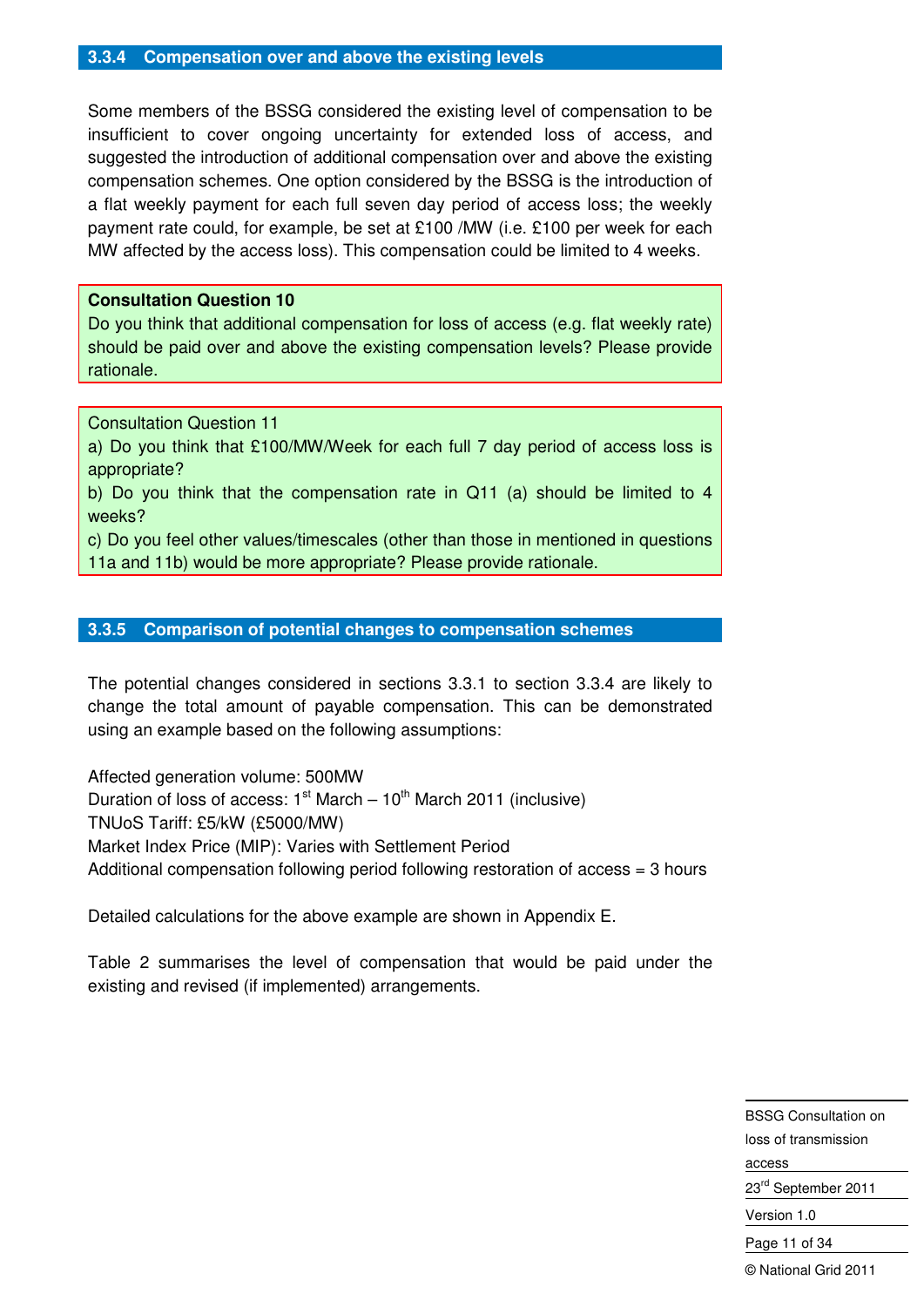### 3.3.4 Compensation over and above the existing levels

Some members of the BSSG considered the existing level of compensation to be insufficient to cover ongoing uncertainty for extended loss of access, and suggested the introduction of additional compensation over and above the existing compensation schemes. One option considered by the BSSG is the introduction of a flat weekly payment for each full seven day period of access loss; the weekly payment rate could, for example, be set at £100 /MW (i.e. £100 per week for each MW affected by the access loss). This compensation could be limited to 4 weeks.

**Consultation Question 10**

Do you think that additional compensation for loss of access (e.g. flat weekly rate) should be paid over and above the existing compensation levels? Please provide rationale.

Consultation Question 11

a) Do you think that £100/MW/Week for each full 7 day period of access loss is appropriate?

b) Do you think that the compensation rate in Q11 (a) should be limited to 4 weeks?

c) Do you feel other values/timescales (other than those in mentioned in questions 11a and 11b) would be more appropriate? Please provide rationale.

### 3.3.5 Comparison of potential changes to compensation schemes

The potential changes considered in sections 3.3.1 to section 3.3.4 are likely to change the total amount of payable compensation. This can be demonstrated using an example based on the following assumptions:

Affected generation volume: 500MW
Duration of loss of access: 1st March – 10th March 2011 (inclusive)
TNUoS Tariff: £5/kW (£5000/MW)
Market Index Price (MIP): Varies with Settlement Period
Additional compensation following period following restoration of access = 3 hours

Detailed calculations for the above example are shown in Appendix E.

Table 2 summarises the level of compensation that would be paid under the existing and revised (if implemented) arrangements.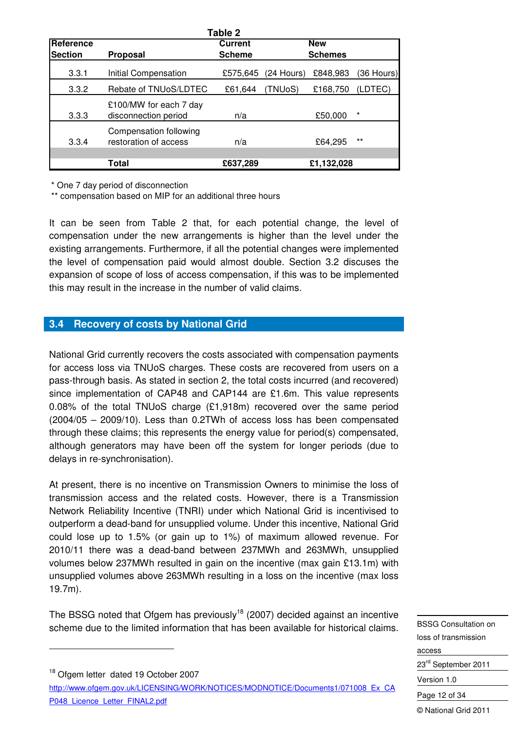**Table 2**

| Reference Section | Proposal | Current Scheme | | New Schemes | |
|---|---|---|---|---|---|
| 3.3.1 | Initial Compensation | £575,645 | (24 Hours) | £848,983 | (36 Hours) |
| 3.3.2 | Rebate of TNUoS/LDTEC | £61,644 | (TNUoS) | £168,750 | (LDTEC) |
| 3.3.3 | £100/MW for each 7 day disconnection period | n/a | | £50,000 | * |
| 3.3.4 | Compensation following restoration of access | n/a | | £64,295 | ** |
| | **Total** | **£637,289** | | **£1,132,028** | |

\* One 7 day period of disconnection
\*\* compensation based on MIP for an additional three hours

It can be seen from Table 2 that, for each potential change, the level of compensation under the new arrangements is higher than the level under the existing arrangements. Furthermore, if all the potential changes were implemented the level of compensation paid would almost double. Section 3.2 discuses the expansion of scope of loss of access compensation, if this was to be implemented this may result in the increase in the number of valid claims.

## 3.4 Recovery of costs by National Grid

National Grid currently recovers the costs associated with compensation payments for access loss via TNUoS charges. These costs are recovered from users on a pass-through basis. As stated in section 2, the total costs incurred (and recovered) since implementation of CAP48 and CAP144 are £1.6m. This value represents 0.08% of the total TNUoS charge (£1,918m) recovered over the same period (2004/05 – 2009/10). Less than 0.2TWh of access loss has been compensated through these claims; this represents the energy value for period(s) compensated, although generators may have been off the system for longer periods (due to delays in re-synchronisation).

At present, there is no incentive on Transmission Owners to minimise the loss of transmission access and the related costs. However, there is a Transmission Network Reliability Incentive (TNRI) under which National Grid is incentivised to outperform a dead-band for unsupplied volume. Under this incentive, National Grid could lose up to 1.5% (or gain up to 1%) of maximum allowed revenue. For 2010/11 there was a dead-band between 237MWh and 263MWh, unsupplied volumes below 237MWh resulted in gain on the incentive (max gain £13.1m) with unsupplied volumes above 263MWh resulting in a loss on the incentive (max loss 19.7m).

The BSSG noted that Ofgem has previously[18] (2007) decided against an incentive scheme due to the limited information that has been available for historical claims.

[18] Ofgem letter dated 19 October 2007 http://www.ofgem.gov.uk/LICENSING/WORK/NOTICES/MODNOTICE/Documents1/071008_Ex_CAP048_Licence_Letter_FINAL2.pdf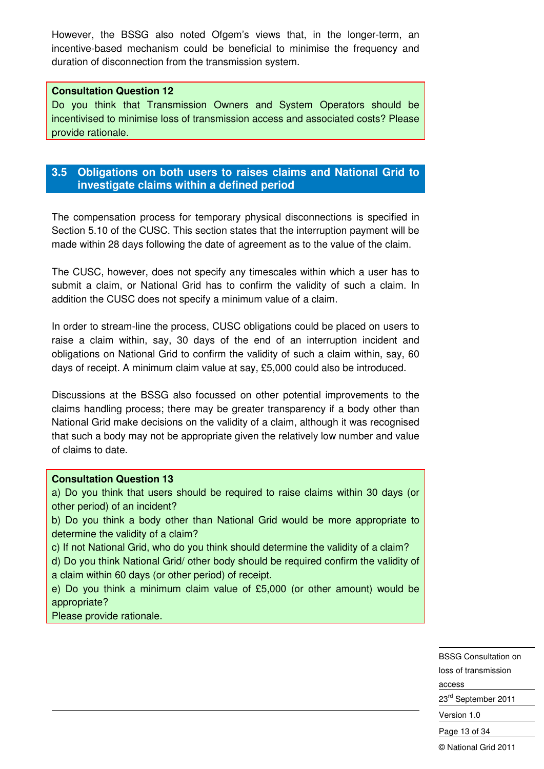However, the BSSG also noted Ofgem's views that, in the longer-term, an incentive-based mechanism could be beneficial to minimise the frequency and duration of disconnection from the transmission system.

> **Consultation Question 12**
> Do you think that Transmission Owners and System Operators should be incentivised to minimise loss of transmission access and associated costs? Please provide rationale.

## 3.5 Obligations on both users to raises claims and National Grid to investigate claims within a defined period

The compensation process for temporary physical disconnections is specified in Section 5.10 of the CUSC. This section states that the interruption payment will be made within 28 days following the date of agreement as to the value of the claim.

The CUSC, however, does not specify any timescales within which a user has to submit a claim, or National Grid has to confirm the validity of such a claim. In addition the CUSC does not specify a minimum value of a claim.

In order to stream-line the process, CUSC obligations could be placed on users to raise a claim within, say, 30 days of the end of an interruption incident and obligations on National Grid to confirm the validity of such a claim within, say, 60 days of receipt. A minimum claim value at say, £5,000 could also be introduced.

Discussions at the BSSG also focussed on other potential improvements to the claims handling process; there may be greater transparency if a body other than National Grid make decisions on the validity of a claim, although it was recognised that such a body may not be appropriate given the relatively low number and value of claims to date.

> **Consultation Question 13**
> a) Do you think that users should be required to raise claims within 30 days (or other period) of an incident?
> b) Do you think a body other than National Grid would be more appropriate to determine the validity of a claim?
> c) If not National Grid, who do you think should determine the validity of a claim?
> d) Do you think National Grid/ other body should be required confirm the validity of a claim within 60 days (or other period) of receipt.
> e) Do you think a minimum claim value of £5,000 (or other amount) would be appropriate?
> Please provide rationale.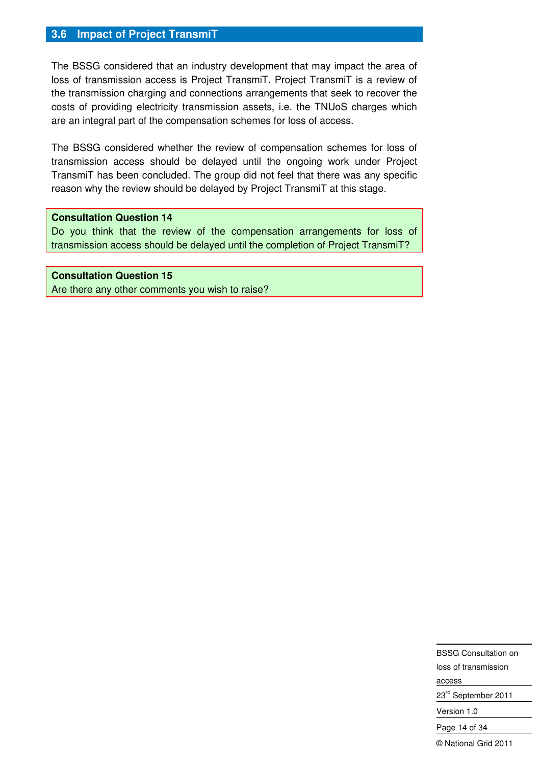## 3.6 Impact of Project TransmiT

The BSSG considered that an industry development that may impact the area of loss of transmission access is Project TransmiT. Project TransmiT is a review of the transmission charging and connections arrangements that seek to recover the costs of providing electricity transmission assets, i.e. the TNUoS charges which are an integral part of the compensation schemes for loss of access.

The BSSG considered whether the review of compensation schemes for loss of transmission access should be delayed until the ongoing work under Project TransmiT has been concluded. The group did not feel that there was any specific reason why the review should be delayed by Project TransmiT at this stage.

**Consultation Question 14**
Do you think that the review of the compensation arrangements for loss of transmission access should be delayed until the completion of Project TransmiT?

**Consultation Question 15**
Are there any other comments you wish to raise?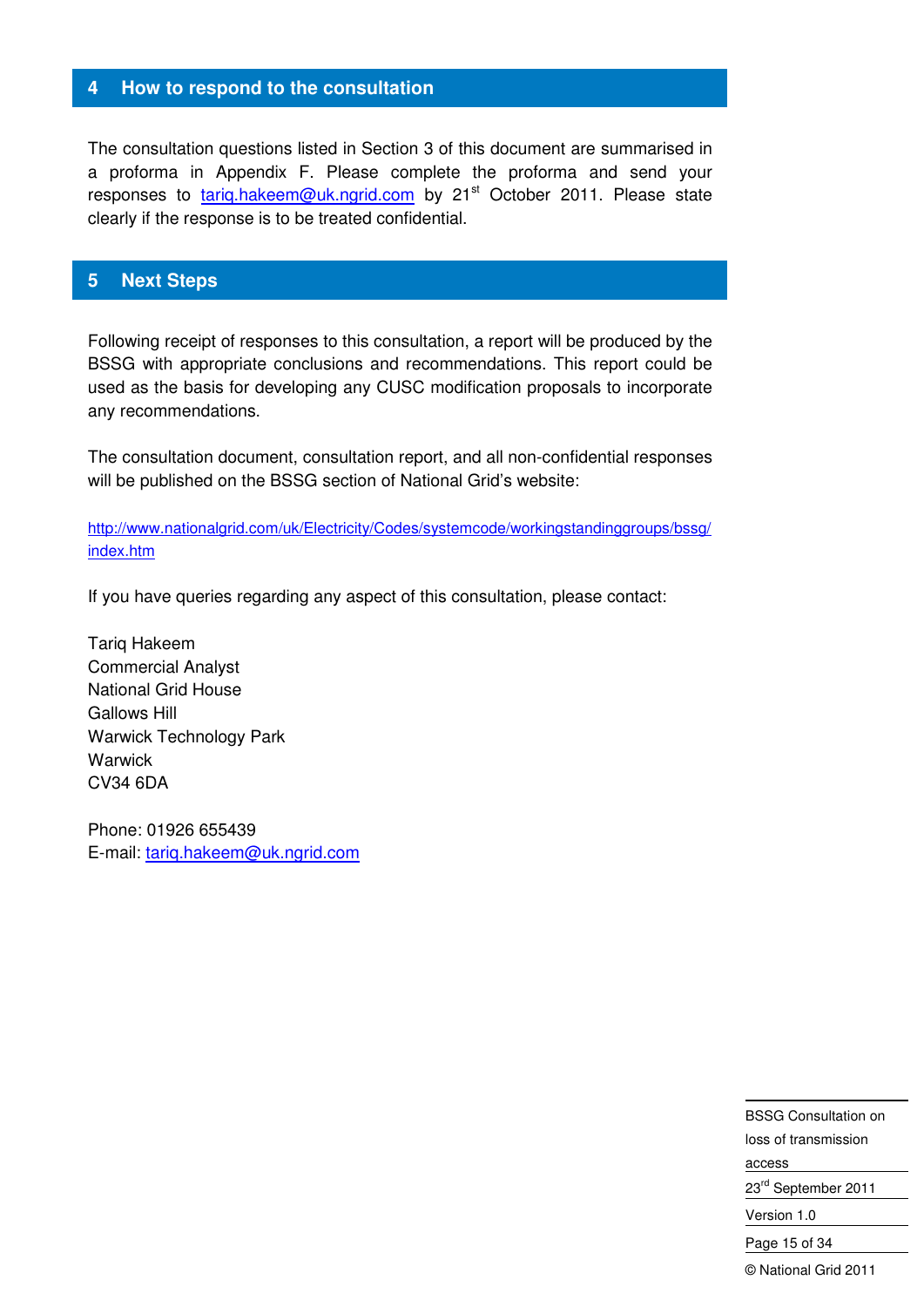## 4 How to respond to the consultation

The consultation questions listed in Section 3 of this document are summarised in a proforma in Appendix F. Please complete the proforma and send your responses to tariq.hakeem@uk.ngrid.com by 21st October 2011. Please state clearly if the response is to be treated confidential.

## 5 Next Steps

Following receipt of responses to this consultation, a report will be produced by the BSSG with appropriate conclusions and recommendations. This report could be used as the basis for developing any CUSC modification proposals to incorporate any recommendations.

The consultation document, consultation report, and all non-confidential responses will be published on the BSSG section of National Grid's website:

http://www.nationalgrid.com/uk/Electricity/Codes/systemcode/workingstandinggroups/bssg/index.htm

If you have queries regarding any aspect of this consultation, please contact:

Tariq Hakeem
Commercial Analyst
National Grid House
Gallows Hill
Warwick Technology Park
Warwick
CV34 6DA

Phone: 01926 655439
E-mail: tariq.hakeem@uk.ngrid.com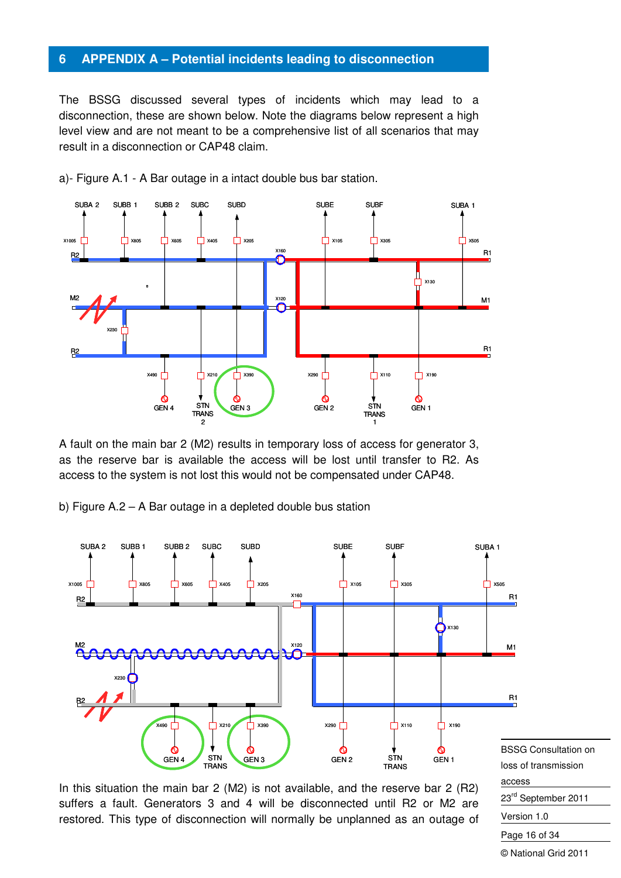# 6 APPENDIX A – Potential incidents leading to disconnection

The BSSG discussed several types of incidents which may lead to a disconnection, these are shown below. Note the diagrams below represent a high level view and are not meant to be a comprehensive list of all scenarios that may result in a disconnection or CAP48 claim.

a)- Figure A.1 - A Bar outage in a intact double bus bar station.

A fault on the main bar 2 (M2) results in temporary loss of access for generator 3, as the reserve bar is available the access will be lost until transfer to R2. As access to the system is not lost this would not be compensated under CAP48.

b) Figure A.2 – A Bar outage in a depleted double bus station

In this situation the main bar 2 (M2) is not available, and the reserve bar 2 (R2) suffers a fault. Generators 3 and 4 will be disconnected until R2 or M2 are restored. This type of disconnection will normally be unplanned as an outage of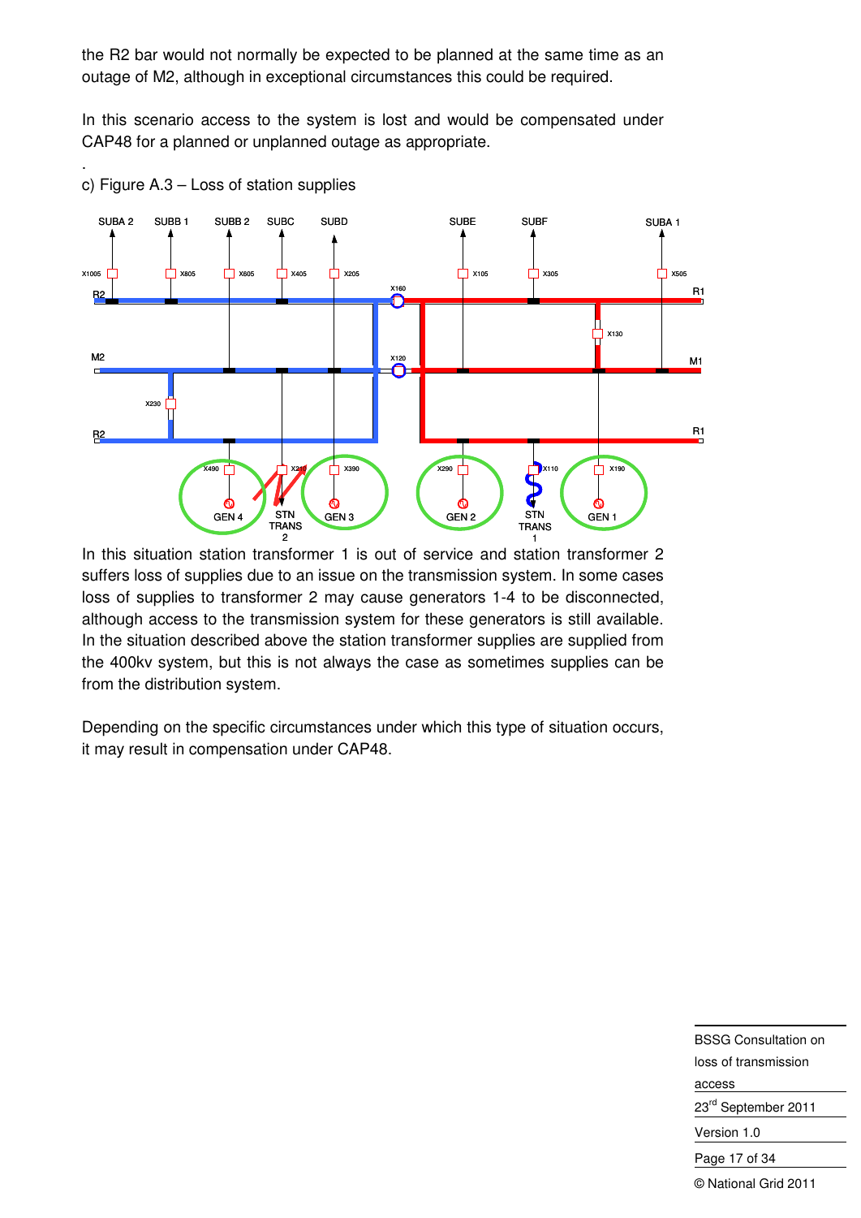the R2 bar would not normally be expected to be planned at the same time as an outage of M2, although in exceptional circumstances this could be required.

In this scenario access to the system is lost and would be compensated under CAP48 for a planned or unplanned outage as appropriate.

.

c) Figure A.3 – Loss of station supplies

In this situation station transformer 1 is out of service and station transformer 2 suffers loss of supplies due to an issue on the transmission system. In some cases loss of supplies to transformer 2 may cause generators 1-4 to be disconnected, although access to the transmission system for these generators is still available. In the situation described above the station transformer supplies are supplied from the 400kv system, but this is not always the case as sometimes supplies can be from the distribution system.

Depending on the specific circumstances under which this type of situation occurs, it may result in compensation under CAP48.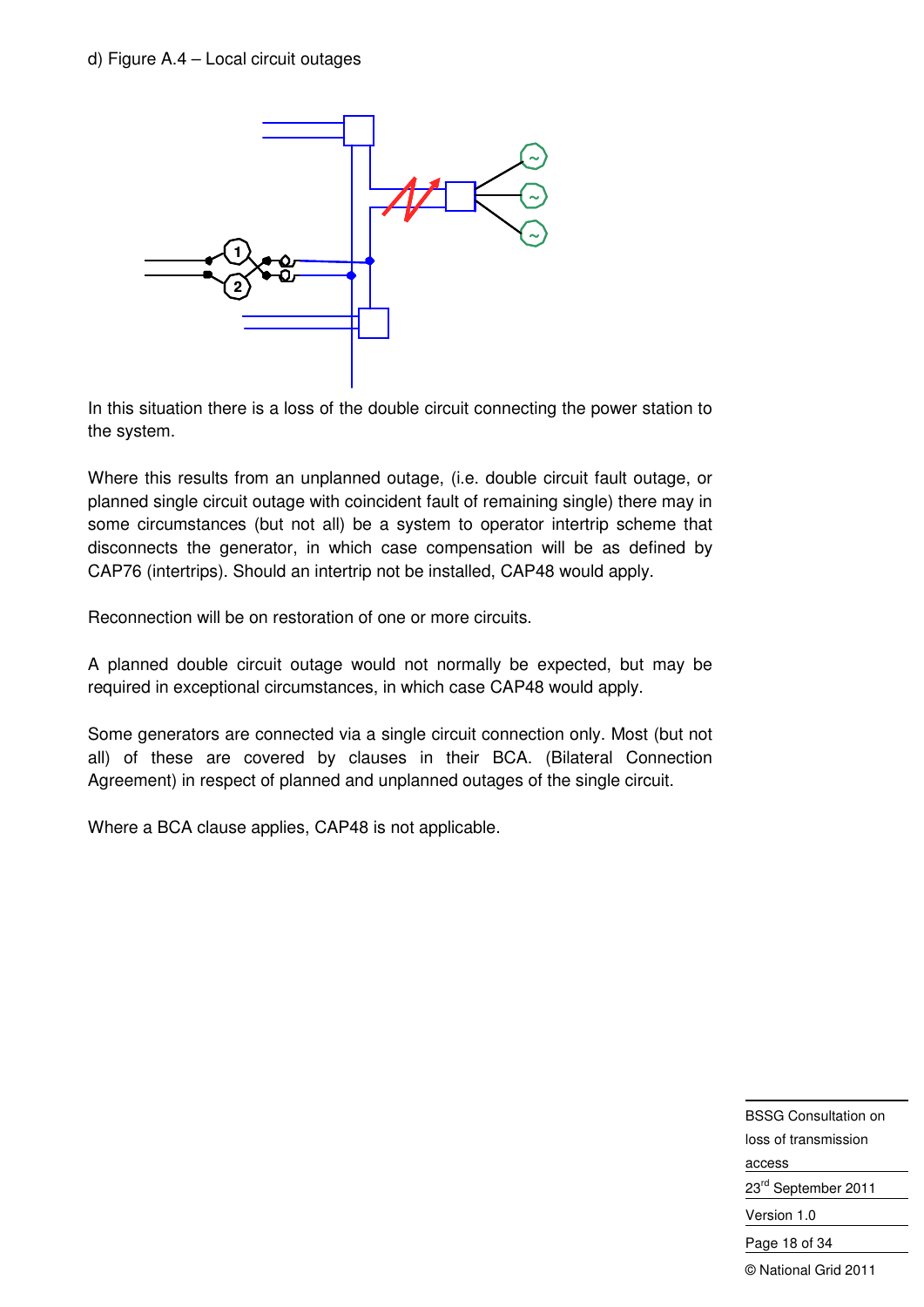d) Figure A.4 – Local circuit outages

In this situation there is a loss of the double circuit connecting the power station to the system.

Where this results from an unplanned outage, (i.e. double circuit fault outage, or planned single circuit outage with coincident fault of remaining single) there may in some circumstances (but not all) be a system to operator intertrip scheme that disconnects the generator, in which case compensation will be as defined by CAP76 (intertrips). Should an intertrip not be installed, CAP48 would apply.

Reconnection will be on restoration of one or more circuits.

A planned double circuit outage would not normally be expected, but may be required in exceptional circumstances, in which case CAP48 would apply.

Some generators are connected via a single circuit connection only. Most (but not all) of these are covered by clauses in their BCA. (Bilateral Connection Agreement) in respect of planned and unplanned outages of the single circuit.

Where a BCA clause applies, CAP48 is not applicable.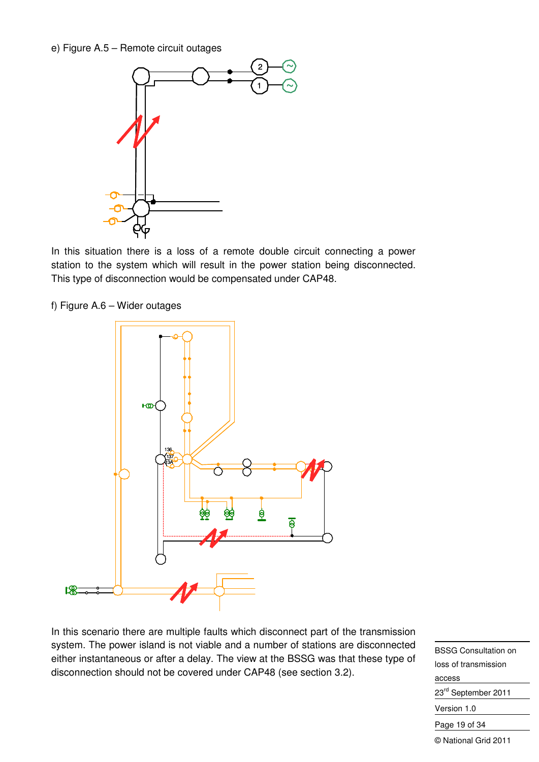e) Figure A.5 – Remote circuit outages

In this situation there is a loss of a remote double circuit connecting a power station to the system which will result in the power station being disconnected. This type of disconnection would be compensated under CAP48.

f) Figure A.6 – Wider outages

In this scenario there are multiple faults which disconnect part of the transmission system. The power island is not viable and a number of stations are disconnected either instantaneous or after a delay. The view at the BSSG was that these type of disconnection should not be covered under CAP48 (see section 3.2).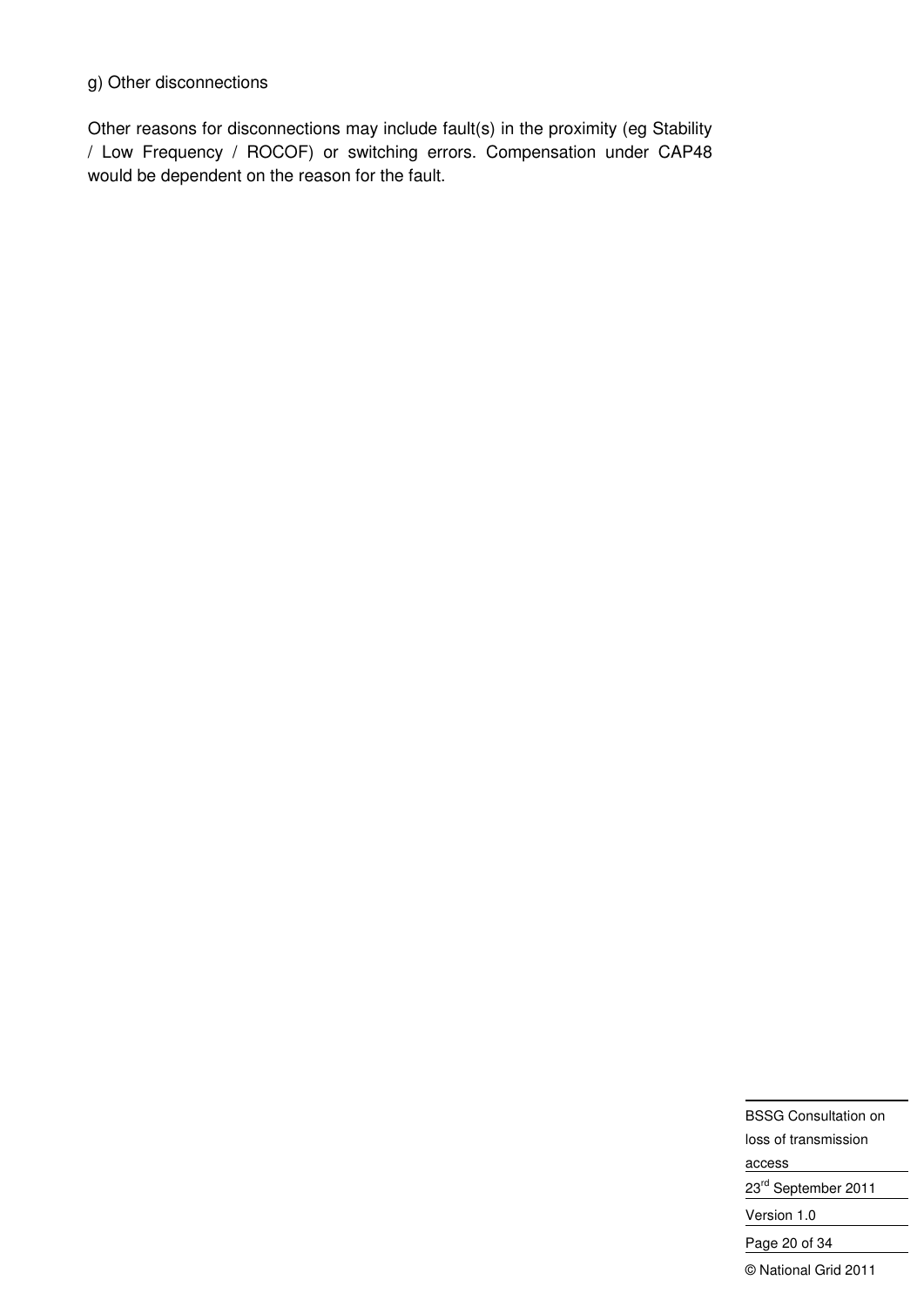g) Other disconnections

Other reasons for disconnections may include fault(s) in the proximity (eg Stability / Low Frequency / ROCOF) or switching errors. Compensation under CAP48 would be dependent on the reason for the fault.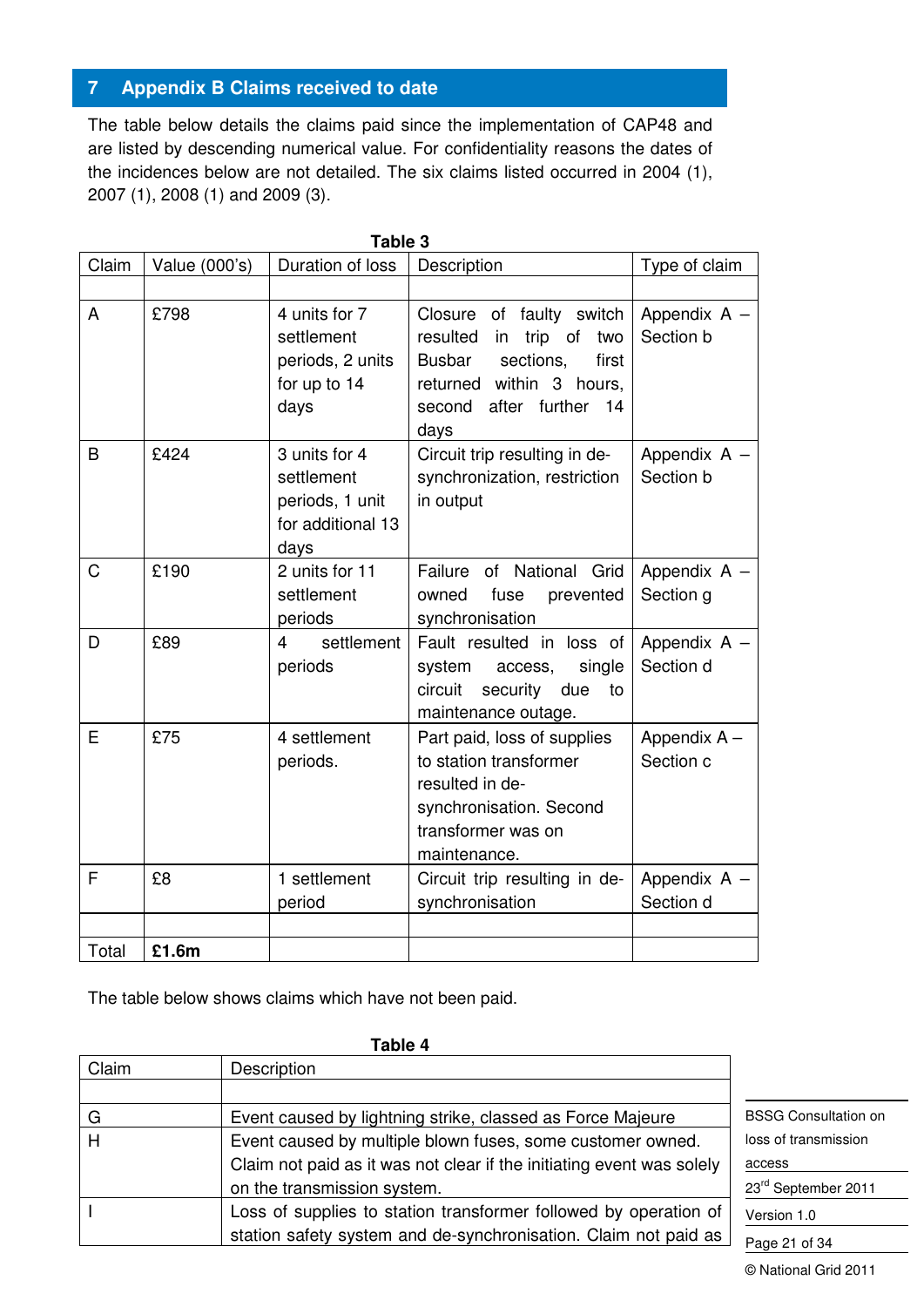# 7 Appendix B Claims received to date

The table below details the claims paid since the implementation of CAP48 and are listed by descending numerical value. For confidentiality reasons the dates of the incidences below are not detailed. The six claims listed occurred in 2004 (1), 2007 (1), 2008 (1) and 2009 (3).

**Table 3**

| Claim | Value (000's) | Duration of loss | Description | Type of claim |
|---|---|---|---|---|
| | | | | |
| A | £798 | 4 units for 7 settlement periods, 2 units for up to 14 days | Closure of faulty switch resulted in trip of two Busbar sections, first returned within 3 hours, second after further 14 days | Appendix A – Section b |
| B | £424 | 3 units for 4 settlement periods, 1 unit for additional 13 days | Circuit trip resulting in de-synchronization, restriction in output | Appendix A – Section b |
| C | £190 | 2 units for 11 settlement periods | Failure of National Grid owned fuse prevented synchronisation | Appendix A – Section g |
| D | £89 | 4 settlement periods | Fault resulted in loss of system access, single circuit security due to maintenance outage. | Appendix A – Section d |
| E | £75 | 4 settlement periods. | Part paid, loss of supplies to station transformer resulted in de-synchronisation. Second transformer was on maintenance. | Appendix A – Section c |
| F | £8 | 1 settlement period | Circuit trip resulting in de-synchronisation | Appendix A – Section d |
| | | | | |
| Total | **£1.6m** | | | |

The table below shows claims which have not been paid.

**Table 4**

| Claim | Description |
|---|---|
| | |
| G | Event caused by lightning strike, classed as Force Majeure |
| H | Event caused by multiple blown fuses, some customer owned. Claim not paid as it was not clear if the initiating event was solely on the transmission system. |
| I | Loss of supplies to station transformer followed by operation of station safety system and de-synchronisation. Claim not paid as |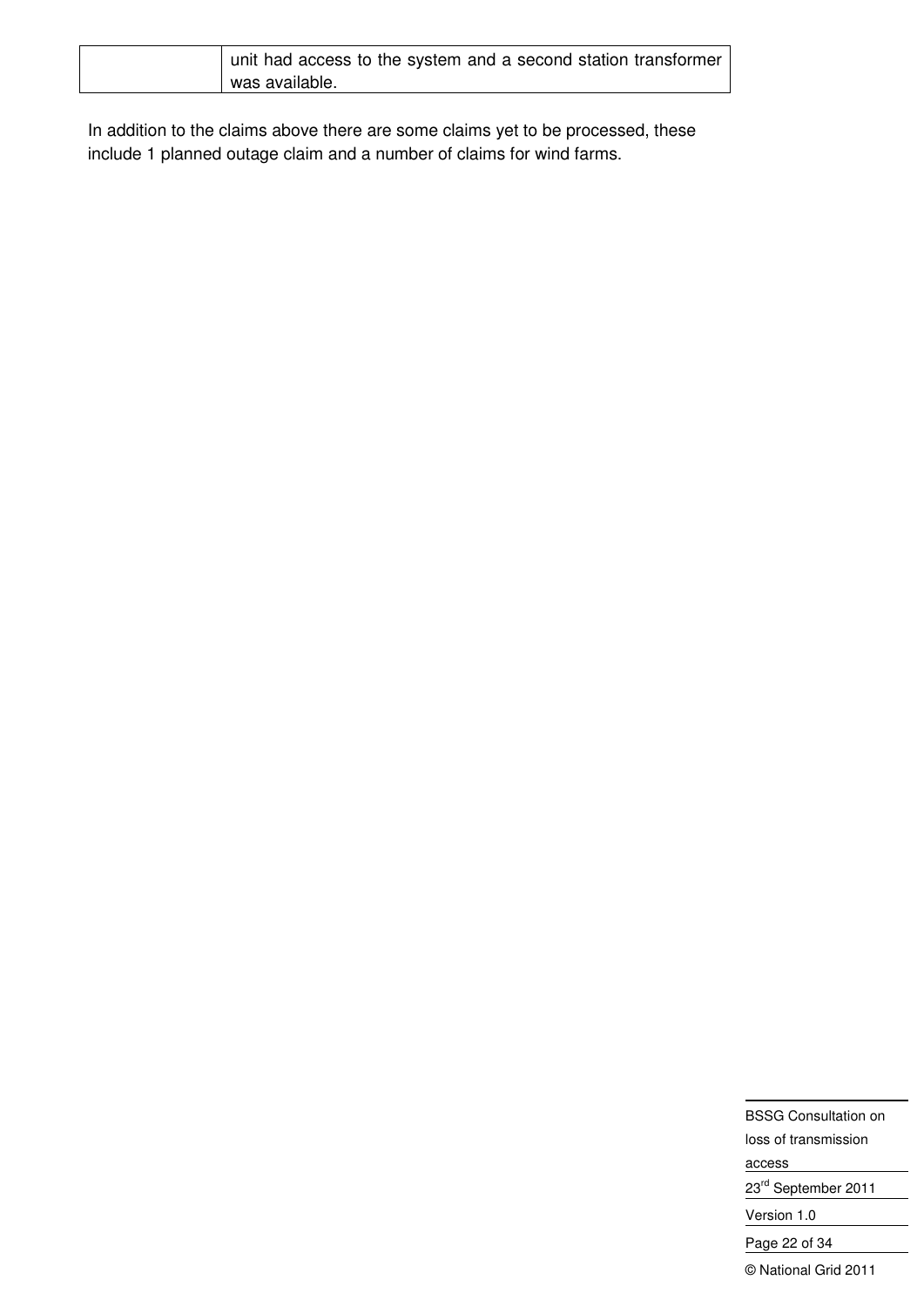|  | unit had access to the system and a second station transformer was available. |
|---|---|

In addition to the claims above there are some claims yet to be processed, these include 1 planned outage claim and a number of claims for wind farms.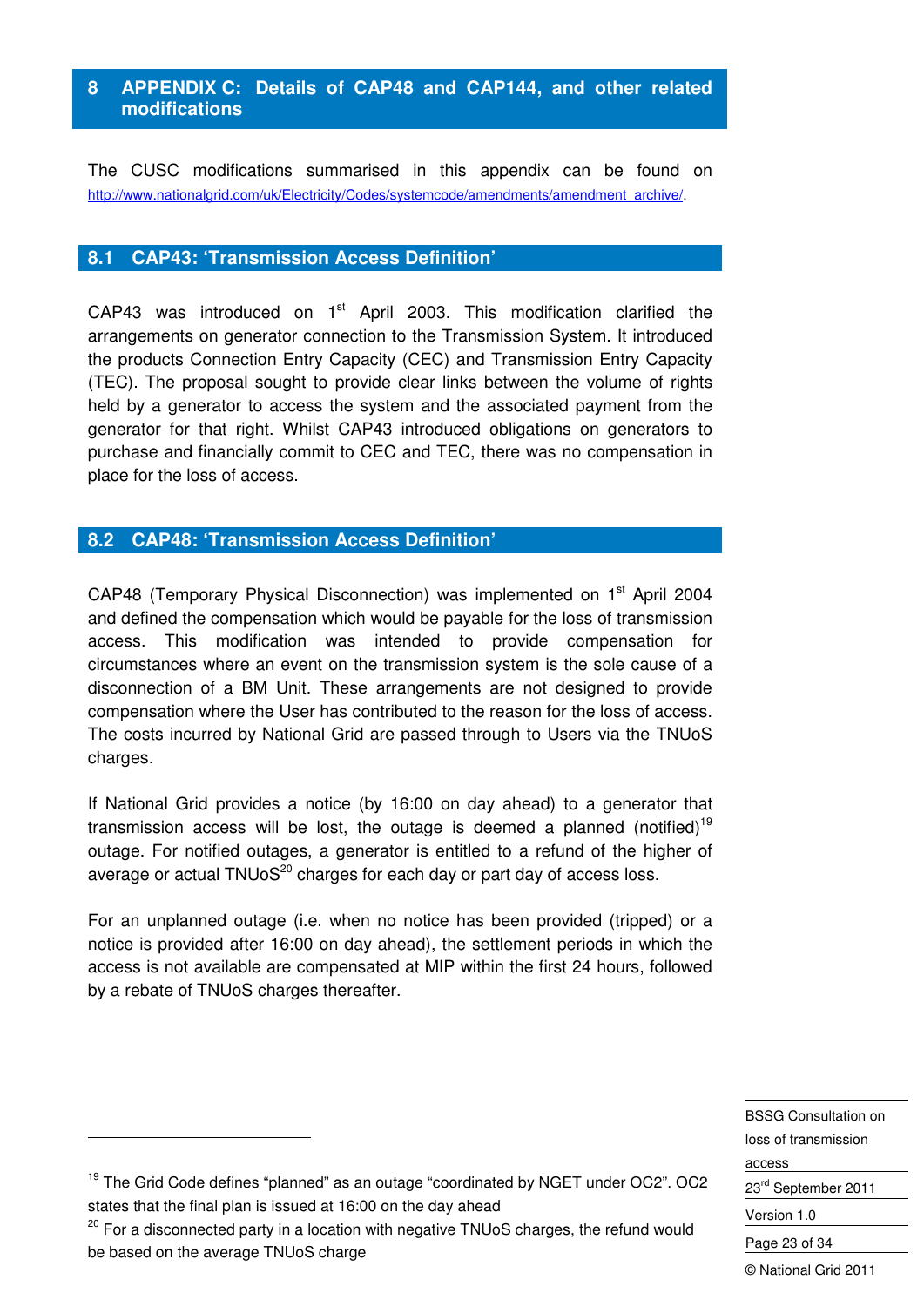# 8 APPENDIX C: Details of CAP48 and CAP144, and other related modifications

The CUSC modifications summarised in this appendix can be found on http://www.nationalgrid.com/uk/Electricity/Codes/systemcode/amendments/amendment_archive/.

## 8.1 CAP43: 'Transmission Access Definition'

CAP43 was introduced on 1st April 2003. This modification clarified the arrangements on generator connection to the Transmission System. It introduced the products Connection Entry Capacity (CEC) and Transmission Entry Capacity (TEC). The proposal sought to provide clear links between the volume of rights held by a generator to access the system and the associated payment from the generator for that right. Whilst CAP43 introduced obligations on generators to purchase and financially commit to CEC and TEC, there was no compensation in place for the loss of access.

## 8.2 CAP48: 'Transmission Access Definition'

CAP48 (Temporary Physical Disconnection) was implemented on 1st April 2004 and defined the compensation which would be payable for the loss of transmission access. This modification was intended to provide compensation for circumstances where an event on the transmission system is the sole cause of a disconnection of a BM Unit. These arrangements are not designed to provide compensation where the User has contributed to the reason for the loss of access. The costs incurred by National Grid are passed through to Users via the TNUoS charges.

If National Grid provides a notice (by 16:00 on day ahead) to a generator that transmission access will be lost, the outage is deemed a planned (notified)[19] outage. For notified outages, a generator is entitled to a refund of the higher of average or actual TNUoS[20] charges for each day or part day of access loss.

For an unplanned outage (i.e. when no notice has been provided (tripped) or a notice is provided after 16:00 on day ahead), the settlement periods in which the access is not available are compensated at MIP within the first 24 hours, followed by a rebate of TNUoS charges thereafter.

---

[19] The Grid Code defines "planned" as an outage "coordinated by NGET under OC2". OC2 states that the final plan is issued at 16:00 on the day ahead

[20] For a disconnected party in a location with negative TNUoS charges, the refund would be based on the average TNUoS charge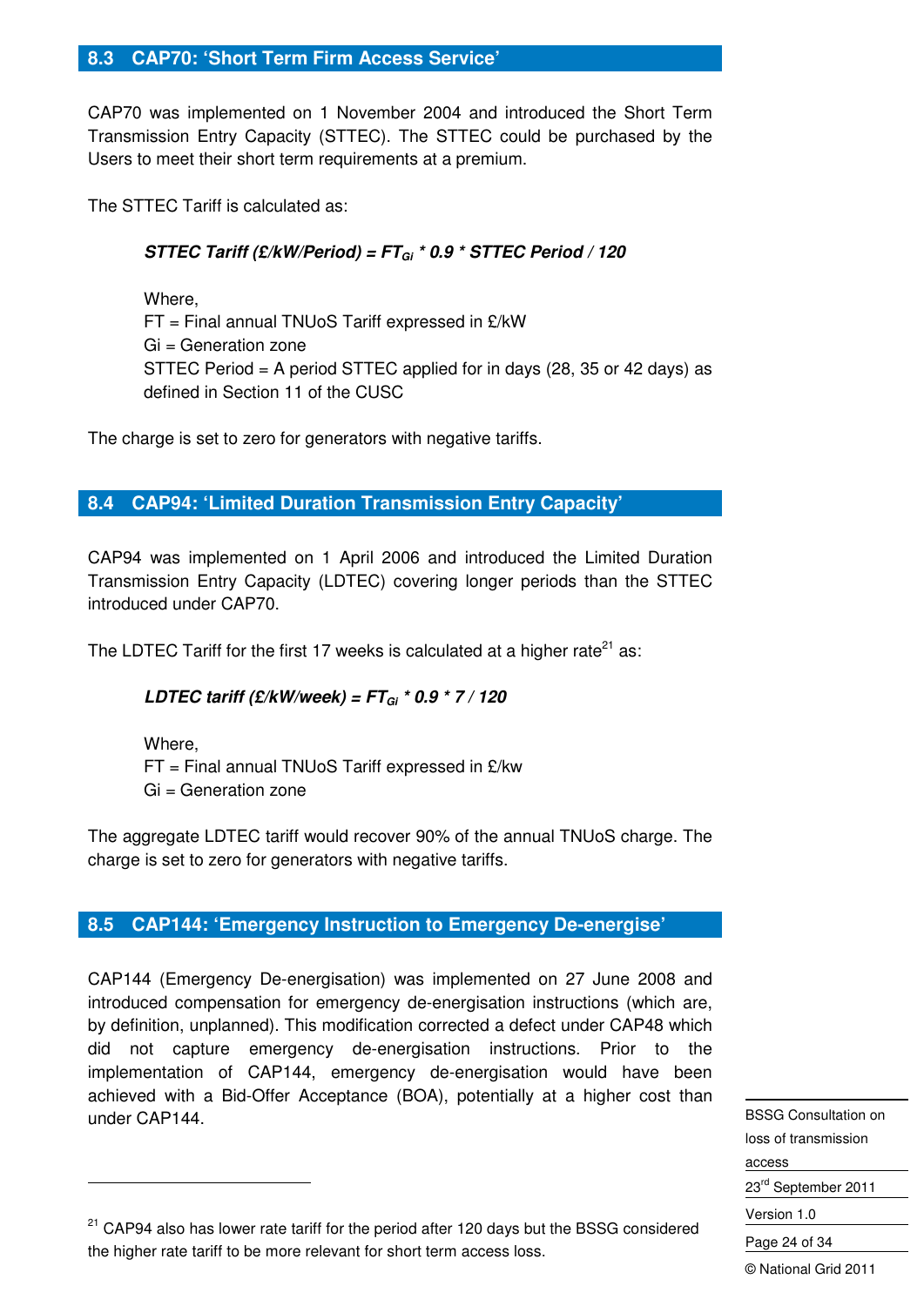## 8.3 CAP70: 'Short Term Firm Access Service'

CAP70 was implemented on 1 November 2004 and introduced the Short Term Transmission Entry Capacity (STTEC). The STTEC could be purchased by the Users to meet their short term requirements at a premium.

The STTEC Tariff is calculated as:

$$\textbf{STTEC Tariff (£/kW/Period)} = FT_{Gi} * 0.9 * \textbf{STTEC Period} / 120$$

Where,
FT = Final annual TNUoS Tariff expressed in £/kW
Gi = Generation zone
STTEC Period = A period STTEC applied for in days (28, 35 or 42 days) as defined in Section 11 of the CUSC

The charge is set to zero for generators with negative tariffs.

## 8.4 CAP94: 'Limited Duration Transmission Entry Capacity'

CAP94 was implemented on 1 April 2006 and introduced the Limited Duration Transmission Entry Capacity (LDTEC) covering longer periods than the STTEC introduced under CAP70.

The LDTEC Tariff for the first 17 weeks is calculated at a higher rate[21] as:

$$\textbf{LDTEC tariff (£/kW/week)} = FT_{Gi} * 0.9 * 7 / 120$$

Where,
FT = Final annual TNUoS Tariff expressed in £/kw
Gi = Generation zone

The aggregate LDTEC tariff would recover 90% of the annual TNUoS charge. The charge is set to zero for generators with negative tariffs.

## 8.5 CAP144: 'Emergency Instruction to Emergency De-energise'

CAP144 (Emergency De-energisation) was implemented on 27 June 2008 and introduced compensation for emergency de-energisation instructions (which are, by definition, unplanned). This modification corrected a defect under CAP48 which did not capture emergency de-energisation instructions. Prior to the implementation of CAP144, emergency de-energisation would have been achieved with a Bid-Offer Acceptance (BOA), potentially at a higher cost than under CAP144.

---

[21] CAP94 also has lower rate tariff for the period after 120 days but the BSSG considered the higher rate tariff to be more relevant for short term access loss.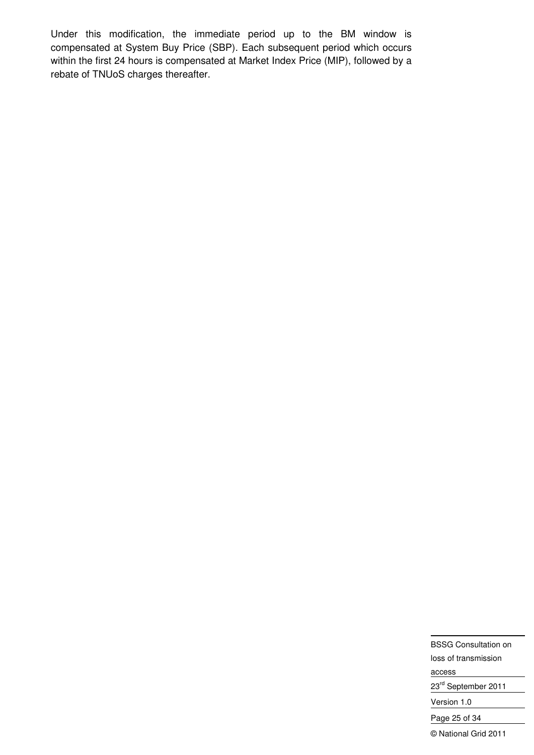Under this modification, the immediate period up to the BM window is compensated at System Buy Price (SBP). Each subsequent period which occurs within the first 24 hours is compensated at Market Index Price (MIP), followed by a rebate of TNUoS charges thereafter.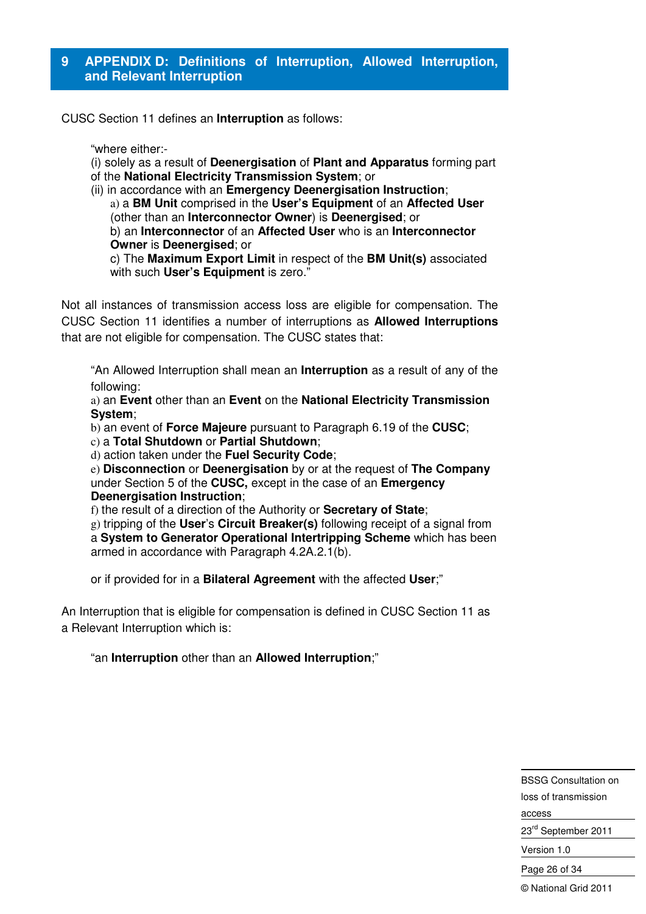# 9 APPENDIX D: Definitions of Interruption, Allowed Interruption, and Relevant Interruption

CUSC Section 11 defines an **Interruption** as follows:

> "where either:-
> (i) solely as a result of **Deenergisation** of **Plant and Apparatus** forming part of the **National Electricity Transmission System**; or
> (ii) in accordance with an **Emergency Deenergisation Instruction**;
>
> a) a **BM Unit** comprised in the **User's Equipment** of an **Affected User** (other than an **Interconnector Owner**) is **Deenergised**; or
> b) an **Interconnector** of an **Affected User** who is an **Interconnector Owner** is **Deenergised**; or
> c) The **Maximum Export Limit** in respect of the **BM Unit(s)** associated with such **User's Equipment** is zero."

Not all instances of transmission access loss are eligible for compensation. The CUSC Section 11 identifies a number of interruptions as **Allowed Interruptions** that are not eligible for compensation. The CUSC states that:

> "An Allowed Interruption shall mean an **Interruption** as a result of any of the following:
> a) an **Event** other than an **Event** on the **National Electricity Transmission System**;
> b) an event of **Force Majeure** pursuant to Paragraph 6.19 of the **CUSC**;
> c) a **Total Shutdown** or **Partial Shutdown**;
> d) action taken under the **Fuel Security Code**;
> e) **Disconnection** or **Deenergisation** by or at the request of **The Company** under Section 5 of the **CUSC,** except in the case of an **Emergency Deenergisation Instruction**;
> f) the result of a direction of the Authority or **Secretary of State**;
> g) tripping of the **User**'s **Circuit Breaker(s)** following receipt of a signal from a **System to Generator Operational Intertripping Scheme** which has been armed in accordance with Paragraph 4.2A.2.1(b).
>
> or if provided for in a **Bilateral Agreement** with the affected **User**;"

An Interruption that is eligible for compensation is defined in CUSC Section 11 as a Relevant Interruption which is:

> "an **Interruption** other than an **Allowed Interruption**;"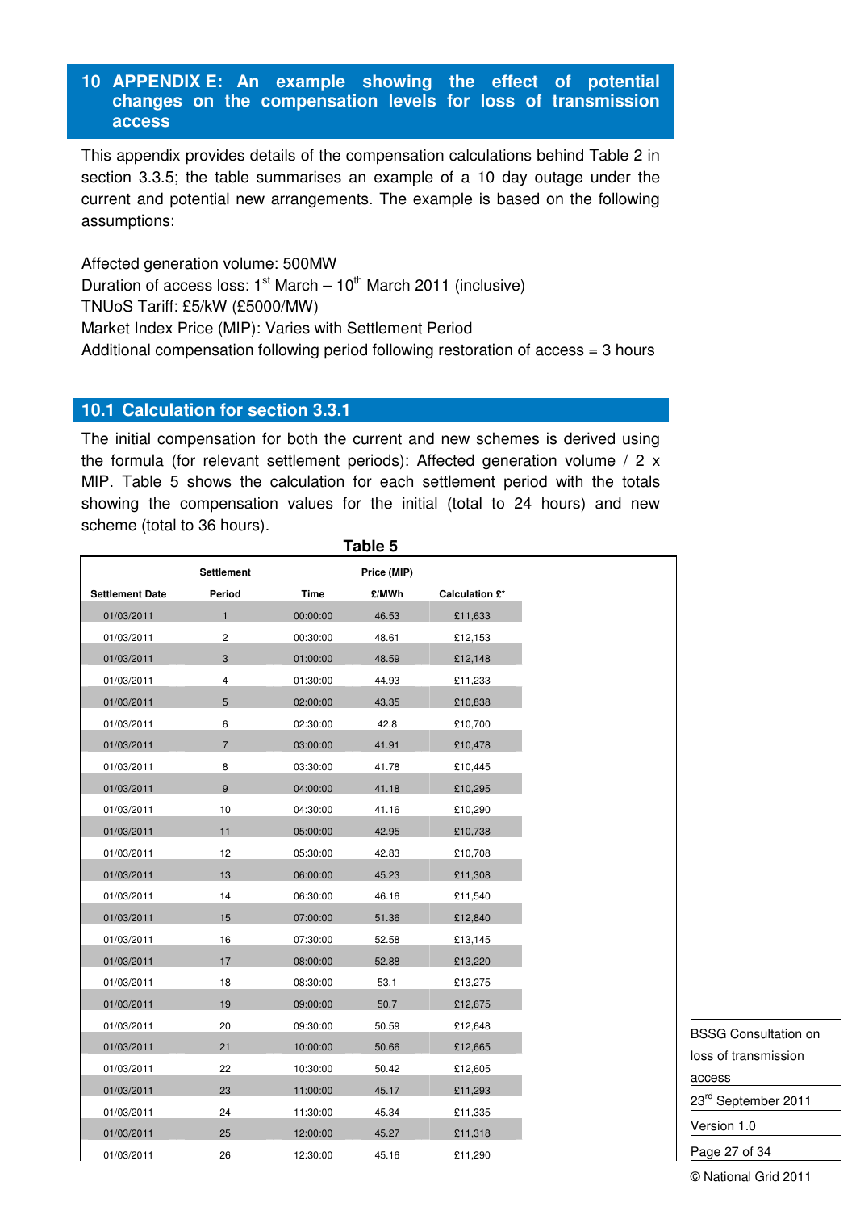# 10 APPENDIX E: An example showing the effect of potential changes on the compensation levels for loss of transmission access

This appendix provides details of the compensation calculations behind Table 2 in section 3.3.5; the table summarises an example of a 10 day outage under the current and potential new arrangements. The example is based on the following assumptions:

Affected generation volume: 500MW
Duration of access loss: 1st March – 10th March 2011 (inclusive)
TNUoS Tariff: £5/kW (£5000/MW)
Market Index Price (MIP): Varies with Settlement Period
Additional compensation following period following restoration of access = 3 hours

## 10.1 Calculation for section 3.3.1

The initial compensation for both the current and new schemes is derived using the formula (for relevant settlement periods): Affected generation volume / 2 x MIP. Table 5 shows the calculation for each settlement period with the totals showing the compensation values for the initial (total to 24 hours) and new scheme (total to 36 hours).

**Table 5**

| Settlement Date | Settlement Period | Time | Price (MIP) £/MWh | Calculation £* |
|---|---|---|---|---|
| 01/03/2011 | 1 | 00:00:00 | 46.53 | £11,633 |
| 01/03/2011 | 2 | 00:30:00 | 48.61 | £12,153 |
| 01/03/2011 | 3 | 01:00:00 | 48.59 | £12,148 |
| 01/03/2011 | 4 | 01:30:00 | 44.93 | £11,233 |
| 01/03/2011 | 5 | 02:00:00 | 43.35 | £10,838 |
| 01/03/2011 | 6 | 02:30:00 | 42.8 | £10,700 |
| 01/03/2011 | 7 | 03:00:00 | 41.91 | £10,478 |
| 01/03/2011 | 8 | 03:30:00 | 41.78 | £10,445 |
| 01/03/2011 | 9 | 04:00:00 | 41.18 | £10,295 |
| 01/03/2011 | 10 | 04:30:00 | 41.16 | £10,290 |
| 01/03/2011 | 11 | 05:00:00 | 42.95 | £10,738 |
| 01/03/2011 | 12 | 05:30:00 | 42.83 | £10,708 |
| 01/03/2011 | 13 | 06:00:00 | 45.23 | £11,308 |
| 01/03/2011 | 14 | 06:30:00 | 46.16 | £11,540 |
| 01/03/2011 | 15 | 07:00:00 | 51.36 | £12,840 |
| 01/03/2011 | 16 | 07:30:00 | 52.58 | £13,145 |
| 01/03/2011 | 17 | 08:00:00 | 52.88 | £13,220 |
| 01/03/2011 | 18 | 08:30:00 | 53.1 | £13,275 |
| 01/03/2011 | 19 | 09:00:00 | 50.7 | £12,675 |
| 01/03/2011 | 20 | 09:30:00 | 50.59 | £12,648 |
| 01/03/2011 | 21 | 10:00:00 | 50.66 | £12,665 |
| 01/03/2011 | 22 | 10:30:00 | 50.42 | £12,605 |
| 01/03/2011 | 23 | 11:00:00 | 45.17 | £11,293 |
| 01/03/2011 | 24 | 11:30:00 | 45.34 | £11,335 |
| 01/03/2011 | 25 | 12:00:00 | 45.27 | £11,318 |
| 01/03/2011 | 26 | 12:30:00 | 45.16 | £11,290 |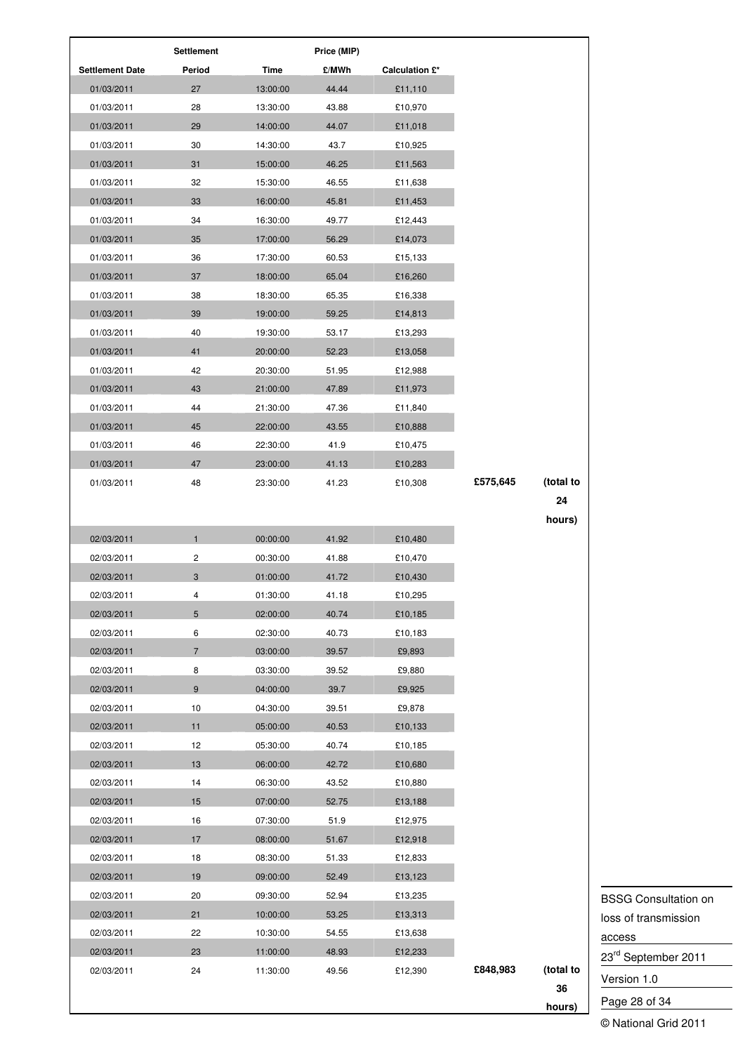| Settlement Date | Settlement Period | Time | Price (MIP) £/MWh | Calculation £* | | |
|---|---|---|---|---|---|---|
| 01/03/2011 | 27 | 13:00:00 | 44.44 | £11,110 | | |
| 01/03/2011 | 28 | 13:30:00 | 43.88 | £10,970 | | |
| 01/03/2011 | 29 | 14:00:00 | 44.07 | £11,018 | | |
| 01/03/2011 | 30 | 14:30:00 | 43.7 | £10,925 | | |
| 01/03/2011 | 31 | 15:00:00 | 46.25 | £11,563 | | |
| 01/03/2011 | 32 | 15:30:00 | 46.55 | £11,638 | | |
| 01/03/2011 | 33 | 16:00:00 | 45.81 | £11,453 | | |
| 01/03/2011 | 34 | 16:30:00 | 49.77 | £12,443 | | |
| 01/03/2011 | 35 | 17:00:00 | 56.29 | £14,073 | | |
| 01/03/2011 | 36 | 17:30:00 | 60.53 | £15,133 | | |
| 01/03/2011 | 37 | 18:00:00 | 65.04 | £16,260 | | |
| 01/03/2011 | 38 | 18:30:00 | 65.35 | £16,338 | | |
| 01/03/2011 | 39 | 19:00:00 | 59.25 | £14,813 | | |
| 01/03/2011 | 40 | 19:30:00 | 53.17 | £13,293 | | |
| 01/03/2011 | 41 | 20:00:00 | 52.23 | £13,058 | | |
| 01/03/2011 | 42 | 20:30:00 | 51.95 | £12,988 | | |
| 01/03/2011 | 43 | 21:00:00 | 47.89 | £11,973 | | |
| 01/03/2011 | 44 | 21:30:00 | 47.36 | £11,840 | | |
| 01/03/2011 | 45 | 22:00:00 | 43.55 | £10,888 | | |
| 01/03/2011 | 46 | 22:30:00 | 41.9 | £10,475 | | |
| 01/03/2011 | 47 | 23:00:00 | 41.13 | £10,283 | | |
| 01/03/2011 | 48 | 23:30:00 | 41.23 | £10,308 | **£575,645** | **(total to 24 hours)** |
| 02/03/2011 | 1 | 00:00:00 | 41.92 | £10,480 | | |
| 02/03/2011 | 2 | 00:30:00 | 41.88 | £10,470 | | |
| 02/03/2011 | 3 | 01:00:00 | 41.72 | £10,430 | | |
| 02/03/2011 | 4 | 01:30:00 | 41.18 | £10,295 | | |
| 02/03/2011 | 5 | 02:00:00 | 40.74 | £10,185 | | |
| 02/03/2011 | 6 | 02:30:00 | 40.73 | £10,183 | | |
| 02/03/2011 | 7 | 03:00:00 | 39.57 | £9,893 | | |
| 02/03/2011 | 8 | 03:30:00 | 39.52 | £9,880 | | |
| 02/03/2011 | 9 | 04:00:00 | 39.7 | £9,925 | | |
| 02/03/2011 | 10 | 04:30:00 | 39.51 | £9,878 | | |
| 02/03/2011 | 11 | 05:00:00 | 40.53 | £10,133 | | |
| 02/03/2011 | 12 | 05:30:00 | 40.74 | £10,185 | | |
| 02/03/2011 | 13 | 06:00:00 | 42.72 | £10,680 | | |
| 02/03/2011 | 14 | 06:30:00 | 43.52 | £10,880 | | |
| 02/03/2011 | 15 | 07:00:00 | 52.75 | £13,188 | | |
| 02/03/2011 | 16 | 07:30:00 | 51.9 | £12,975 | | |
| 02/03/2011 | 17 | 08:00:00 | 51.67 | £12,918 | | |
| 02/03/2011 | 18 | 08:30:00 | 51.33 | £12,833 | | |
| 02/03/2011 | 19 | 09:00:00 | 52.49 | £13,123 | | |
| 02/03/2011 | 20 | 09:30:00 | 52.94 | £13,235 | | |
| 02/03/2011 | 21 | 10:00:00 | 53.25 | £13,313 | | |
| 02/03/2011 | 22 | 10:30:00 | 54.55 | £13,638 | | |
| 02/03/2011 | 23 | 11:00:00 | 48.93 | £12,233 | | |
| 02/03/2011 | 24 | 11:30:00 | 49.56 | £12,390 | **£848,983** | **(total to 36 hours)** |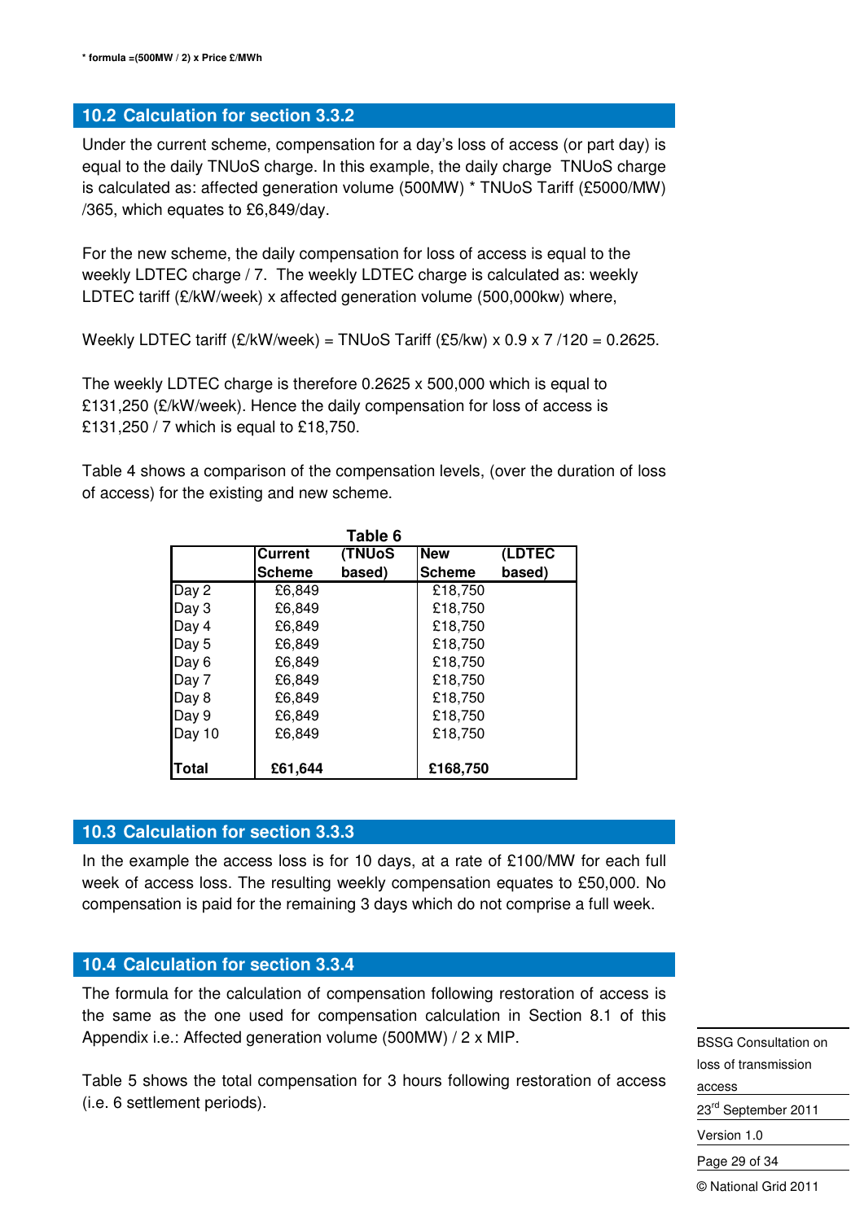* formula =(500MW / 2) x Price £/MWh

## 10.2 Calculation for section 3.3.2

Under the current scheme, compensation for a day's loss of access (or part day) is equal to the daily TNUoS charge. In this example, the daily charge TNUoS charge is calculated as: affected generation volume (500MW) * TNUoS Tariff (£5000/MW) /365, which equates to £6,849/day.

For the new scheme, the daily compensation for loss of access is equal to the weekly LDTEC charge / 7. The weekly LDTEC charge is calculated as: weekly LDTEC tariff (£/kW/week) x affected generation volume (500,000kw) where,

Weekly LDTEC tariff (£/kW/week) = TNUoS Tariff (£5/kw) x 0.9 x 7 /120 = 0.2625.

The weekly LDTEC charge is therefore 0.2625 x 500,000 which is equal to £131,250 (£/kW/week). Hence the daily compensation for loss of access is £131,250 / 7 which is equal to £18,750.

Table 4 shows a comparison of the compensation levels, (over the duration of loss of access) for the existing and new scheme.

**Table 6**

| | Current Scheme (TNUoS based) | New Scheme (LDTEC based) |
|---|---|---|
| Day 2 | £6,849 | £18,750 |
| Day 3 | £6,849 | £18,750 |
| Day 4 | £6,849 | £18,750 |
| Day 5 | £6,849 | £18,750 |
| Day 6 | £6,849 | £18,750 |
| Day 7 | £6,849 | £18,750 |
| Day 8 | £6,849 | £18,750 |
| Day 9 | £6,849 | £18,750 |
| Day 10 | £6,849 | £18,750 |
| **Total** | **£61,644** | **£168,750** |

## 10.3 Calculation for section 3.3.3

In the example the access loss is for 10 days, at a rate of £100/MW for each full week of access loss. The resulting weekly compensation equates to £50,000. No compensation is paid for the remaining 3 days which do not comprise a full week.

## 10.4 Calculation for section 3.3.4

The formula for the calculation of compensation following restoration of access is the same as the one used for compensation calculation in Section 8.1 of this Appendix i.e.: Affected generation volume (500MW) / 2 x MIP.

Table 5 shows the total compensation for 3 hours following restoration of access (i.e. 6 settlement periods).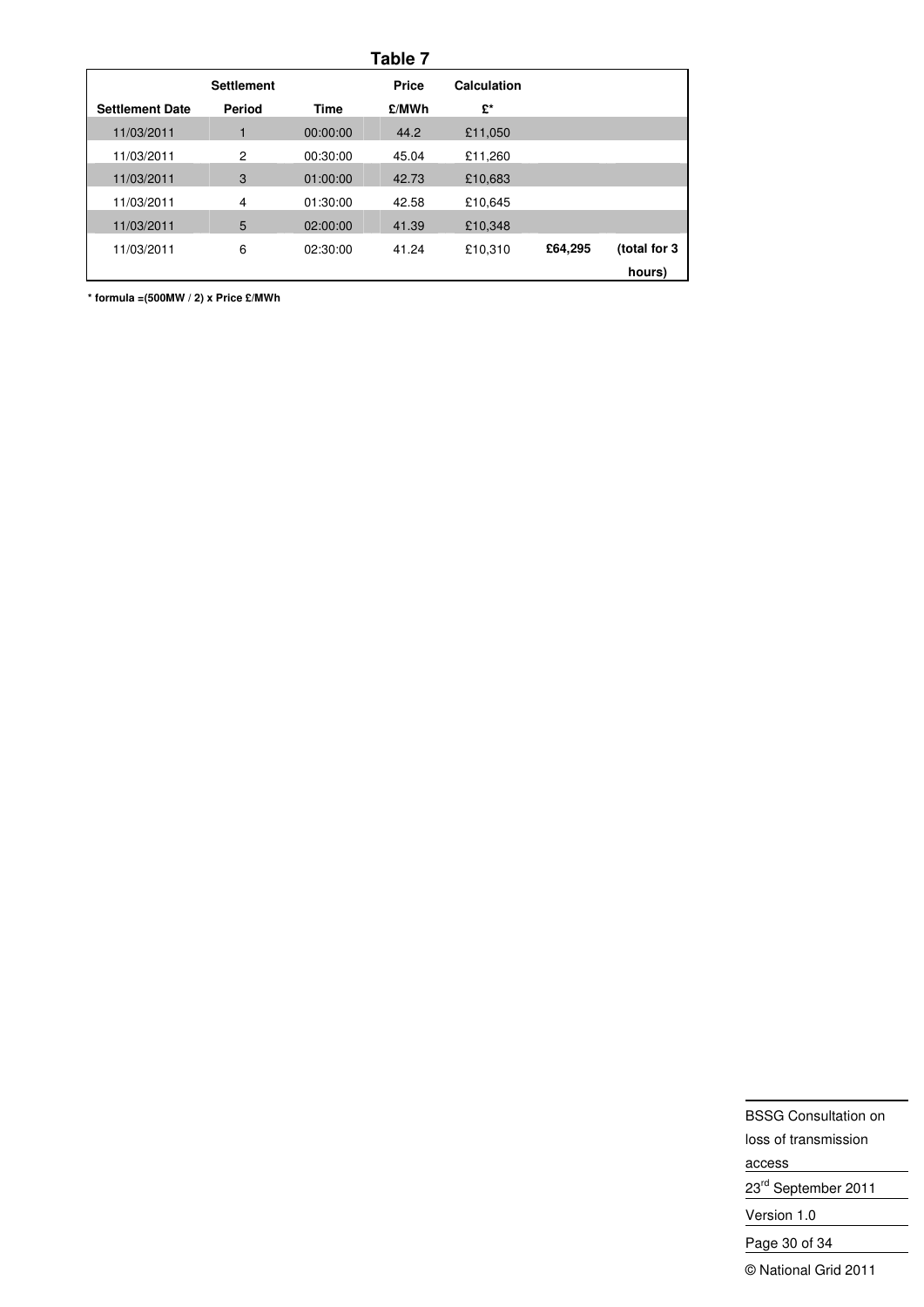**Table 7**

| Settlement Date | Settlement Period | Time | Price £/MWh | Calculation £* | | |
|---|---|---|---|---|---|---|
| 11/03/2011 | 1 | 00:00:00 | 44.2 | £11,050 | | |
| 11/03/2011 | 2 | 00:30:00 | 45.04 | £11,260 | | |
| 11/03/2011 | 3 | 01:00:00 | 42.73 | £10,683 | | |
| 11/03/2011 | 4 | 01:30:00 | 42.58 | £10,645 | | |
| 11/03/2011 | 5 | 02:00:00 | 41.39 | £10,348 | | |
| 11/03/2011 | 6 | 02:30:00 | 41.24 | £10,310 | **£64,295** | **(total for 3 hours)** |

**\* formula =(500MW / 2) x Price £/MWh**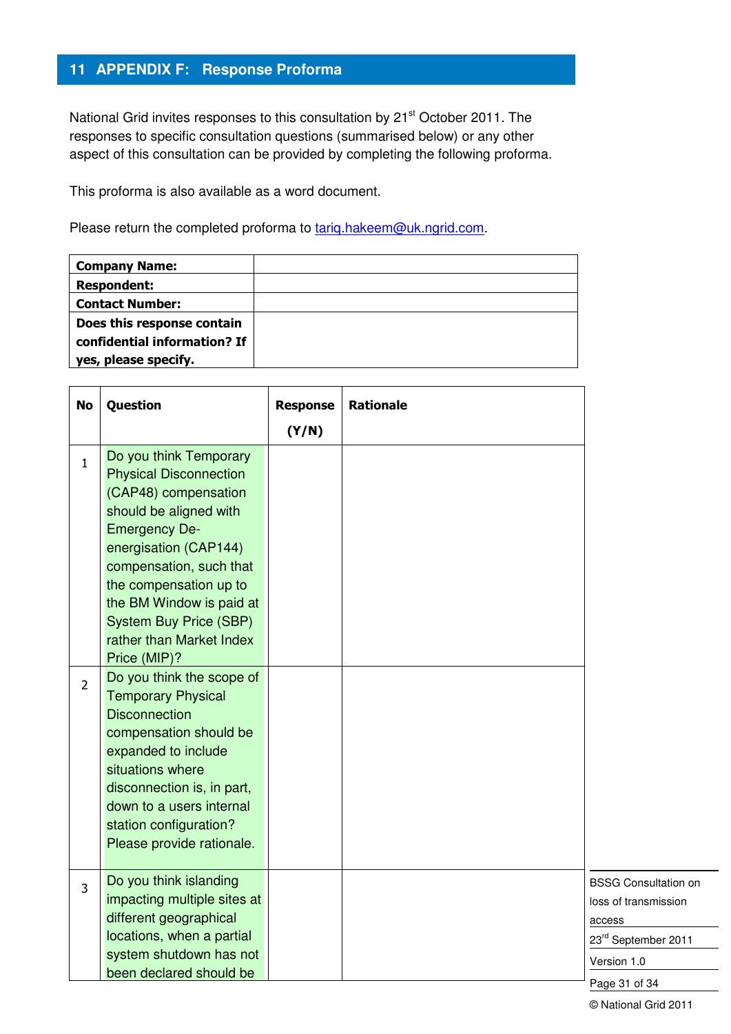## 11 APPENDIX F: Response Proforma

National Grid invites responses to this consultation by 21st October 2011. The responses to specific consultation questions (summarised below) or any other aspect of this consultation can be provided by completing the following proforma.

This proforma is also available as a word document.

Please return the completed proforma to tariq.hakeem@uk.ngrid.com.

| | |
|---|---|
| **Company Name:** | |
| **Respondent:** | |
| **Contact Number:** | |
| **Does this response contain confidential information? If yes, please specify.** | |

| No | Question | Response (Y/N) | Rationale |
|---|---|---|---|
| 1 | Do you think Temporary Physical Disconnection (CAP48) compensation should be aligned with Emergency De-energisation (CAP144) compensation, such that the compensation up to the BM Window is paid at System Buy Price (SBP) rather than Market Index Price (MIP)? | | |
| 2 | Do you think the scope of Temporary Physical Disconnection compensation should be expanded to include situations where disconnection is, in part, down to a users internal station configuration? Please provide rationale. | | |
| 3 | Do you think islanding impacting multiple sites at different geographical locations, when a partial system shutdown has not been declared should be | | |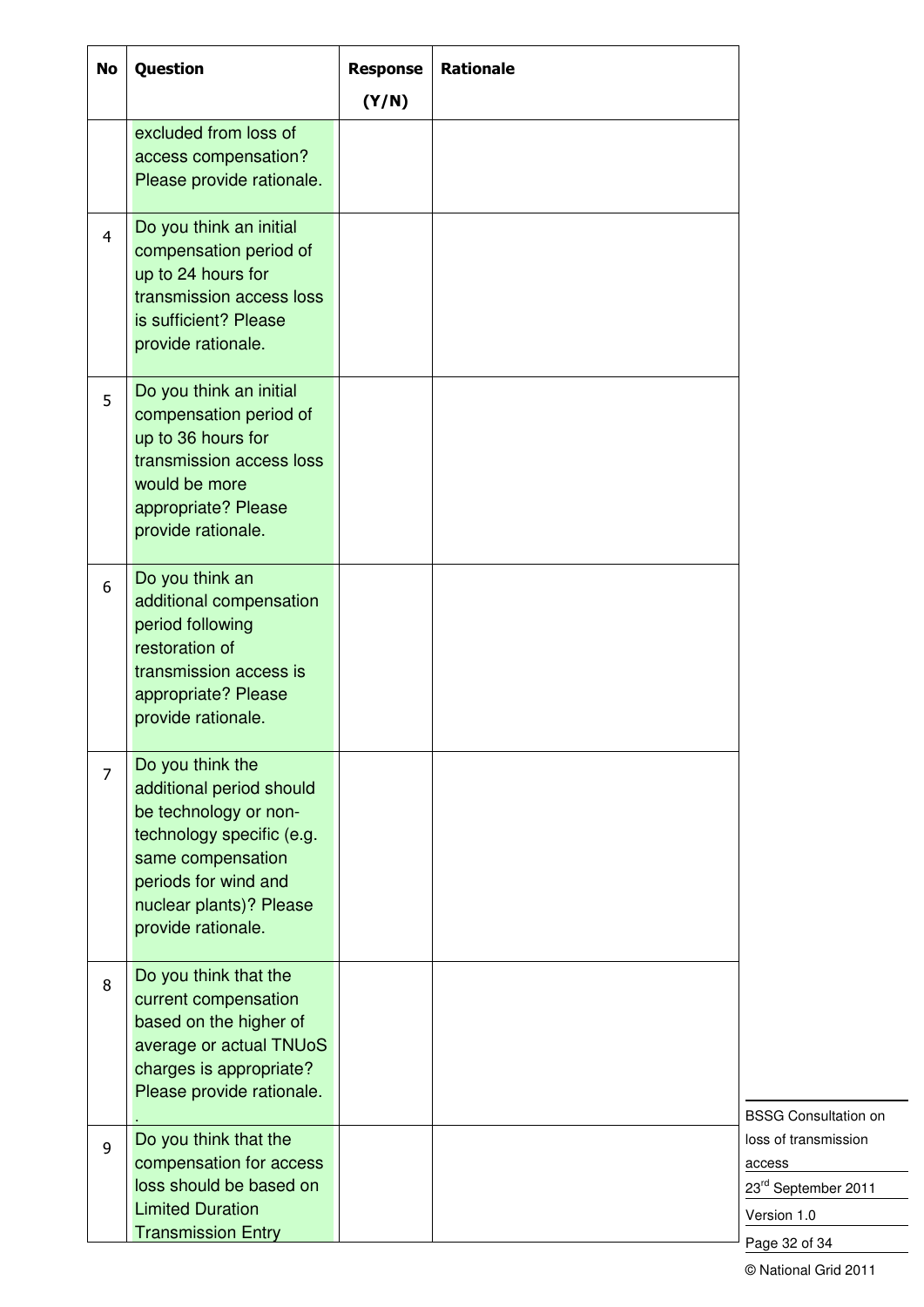| No | Question | Response (Y/N) | Rationale |
|---|---|---|---|
| | excluded from loss of access compensation? Please provide rationale. | | |
| 4 | Do you think an initial compensation period of up to 24 hours for transmission access loss is sufficient? Please provide rationale. | | |
| 5 | Do you think an initial compensation period of up to 36 hours for transmission access loss would be more appropriate? Please provide rationale. | | |
| 6 | Do you think an additional compensation period following restoration of transmission access is appropriate? Please provide rationale. | | |
| 7 | Do you think the additional period should be technology or non-technology specific (e.g. same compensation periods for wind and nuclear plants)? Please provide rationale. | | |
| 8 | Do you think that the current compensation based on the higher of average or actual TNUoS charges is appropriate? Please provide rationale. . | | |
| 9 | Do you think that the compensation for access loss should be based on Limited Duration Transmission Entry | | |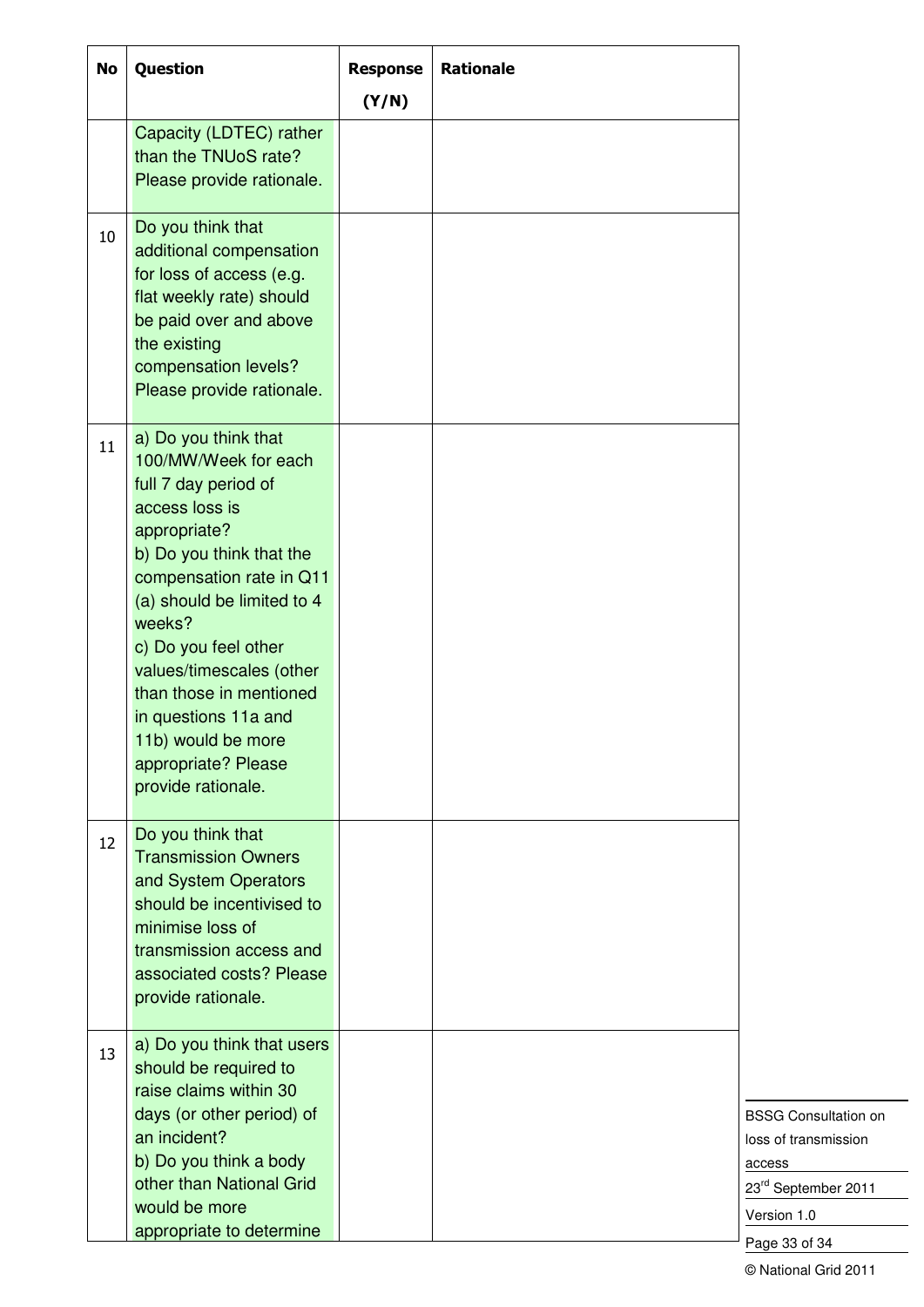| No | Question | Response (Y/N) | Rationale |
|---|---|---|---|
| | Capacity (LDTEC) rather than the TNUoS rate? Please provide rationale. | | |
| 10 | Do you think that additional compensation for loss of access (e.g. flat weekly rate) should be paid over and above the existing compensation levels? Please provide rationale. | | |
| 11 | a) Do you think that 100/MW/Week for each full 7 day period of access loss is appropriate?<br>b) Do you think that the compensation rate in Q11 (a) should be limited to 4 weeks?<br>c) Do you feel other values/timescales (other than those in mentioned in questions 11a and 11b) would be more appropriate? Please provide rationale. | | |
| 12 | Do you think that Transmission Owners and System Operators should be incentivised to minimise loss of transmission access and associated costs? Please provide rationale. | | |
| 13 | a) Do you think that users should be required to raise claims within 30 days (or other period) of an incident?<br>b) Do you think a body other than National Grid would be more appropriate to determine | | |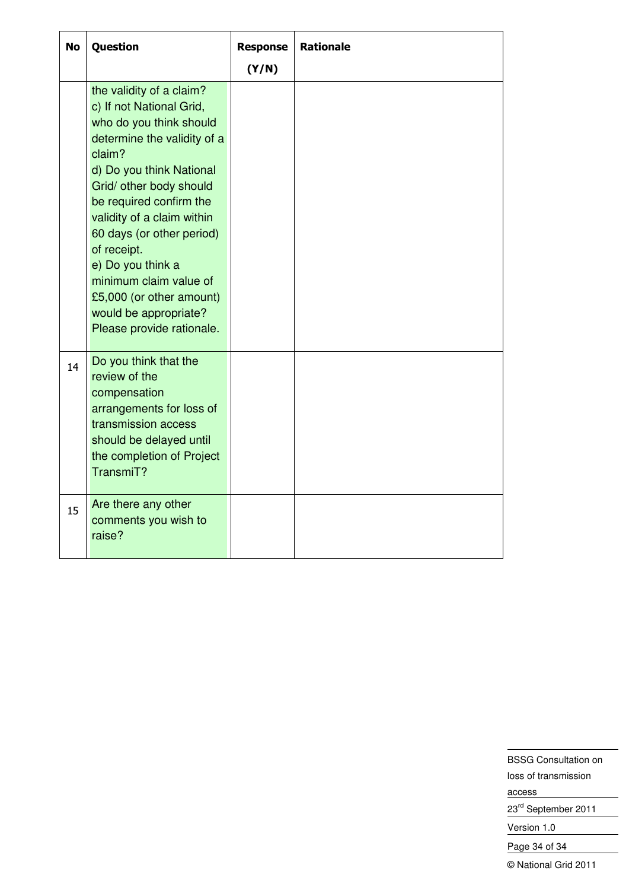| No | Question | Response (Y/N) | Rationale |
|---|---|---|---|
| | the validity of a claim?<br>c) If not National Grid, who do you think should determine the validity of a claim?<br>d) Do you think National Grid/ other body should be required confirm the validity of a claim within 60 days (or other period) of receipt.<br>e) Do you think a minimum claim value of £5,000 (or other amount) would be appropriate? Please provide rationale. | | |
| 14 | Do you think that the review of the compensation arrangements for loss of transmission access should be delayed until the completion of Project TransmiT? | | |
| 15 | Are there any other comments you wish to raise? | | |